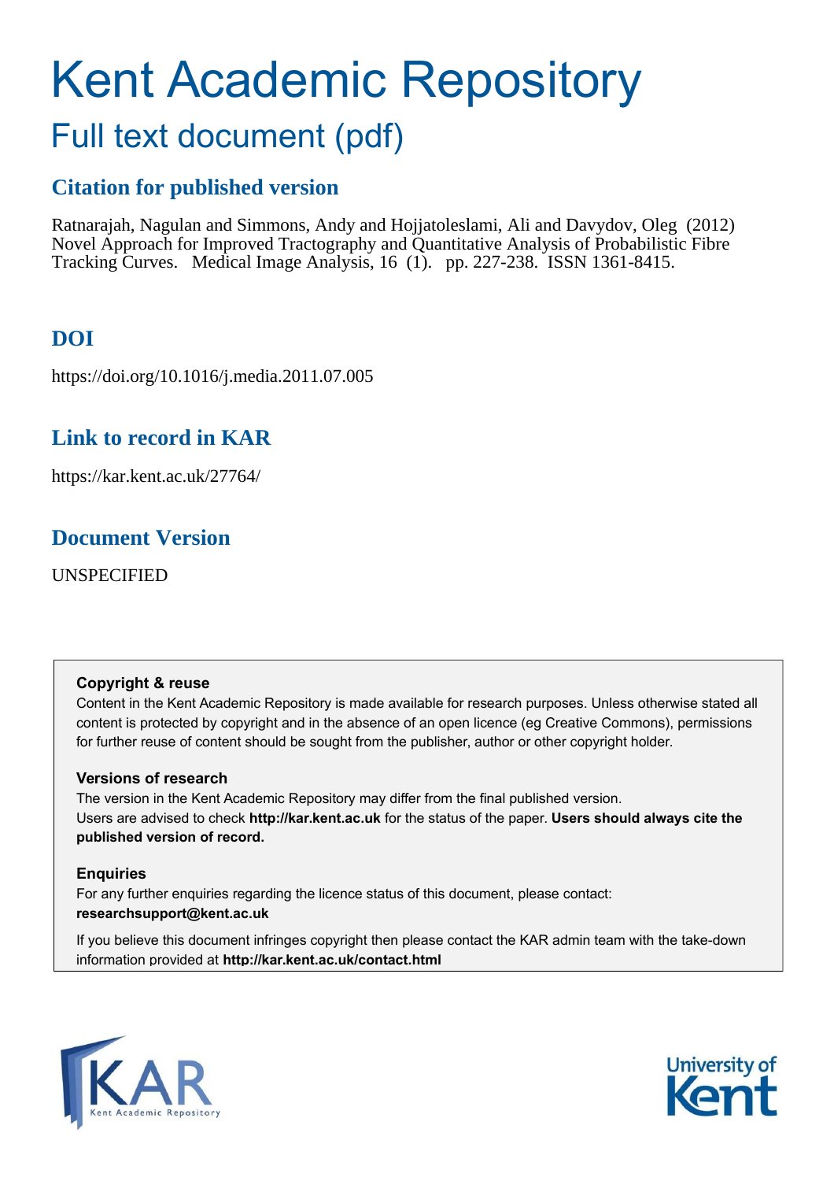# Kent Academic Repository

## Full text document (pdf)

### Citation for published version

Ratnarajah, Nagulan and Simmons, Andy and Hojjatoleslami, Ali and Davydov, Oleg (2012) Novel Approach for Improved Tractography and Quantitative Analysis of Probabilistic Fibre Tracking Curves. Medical Image Analysis, 16 (1). pp. 227-238. ISSN 1361-8415.

### DOI

https://doi.org/10.1016/j.media.2011.07.005

### Link to record in KAR

https://kar.kent.ac.uk/27764/

### Document Version

UNSPECIFIED

**Copyright & reuse**

Content in the Kent Academic Repository is made available for research purposes. Unless otherwise stated all content is protected by copyright and in the absence of an open licence (eg Creative Commons), permissions for further reuse of content should be sought from the publisher, author or other copyright holder.

**Versions of research**

The version in the Kent Academic Repository may differ from the final published version. Users are advised to check **http://kar.kent.ac.uk** for the status of the paper. **Users should always cite the published version of record.**

**Enquiries**

For any further enquiries regarding the licence status of this document, please contact: **researchsupport@kent.ac.uk**

If you believe this document infringes copyright then please contact the KAR admin team with the take-down information provided at **http://kar.kent.ac.uk/contact.html**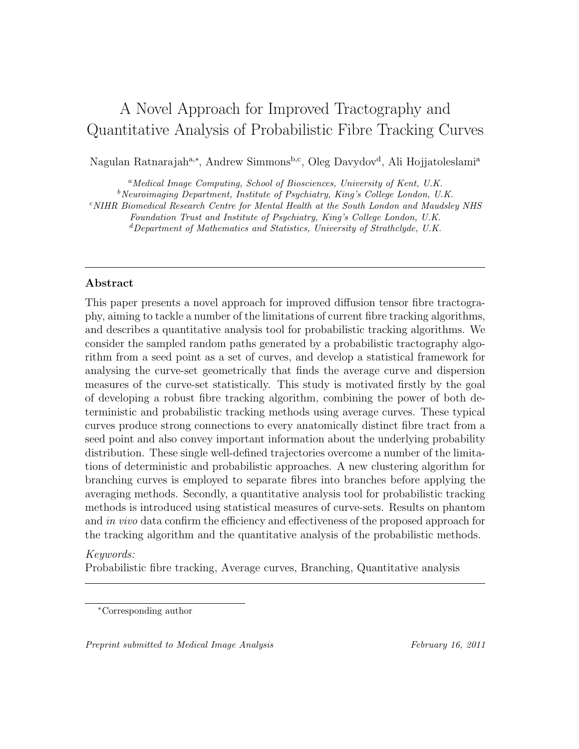# A Novel Approach for Improved Tractography and Quantitative Analysis of Probabilistic Fibre Tracking Curves

Nagulan Ratnarajah[a,*], Andrew Simmons[b,c], Oleg Davydov[d], Ali Hojjatoleslami[a]

[a] *Medical Image Computing, School of Biosciences, University of Kent, U.K.*
[b] *Neuroimaging Department, Institute of Psychiatry, King's College London, U.K.*
[c] *NIHR Biomedical Research Centre for Mental Health at the South London and Maudsley NHS Foundation Trust and Institute of Psychiatry, King's College London, U.K.*
[d] *Department of Mathematics and Statistics, University of Strathclyde, U.K.*

---

## Abstract

This paper presents a novel approach for improved diffusion tensor fibre tractography, aiming to tackle a number of the limitations of current fibre tracking algorithms, and describes a quantitative analysis tool for probabilistic tracking algorithms. We consider the sampled random paths generated by a probabilistic tractography algorithm from a seed point as a set of curves, and develop a statistical framework for analysing the curve-set geometrically that finds the average curve and dispersion measures of the curve-set statistically. This study is motivated firstly by the goal of developing a robust fibre tracking algorithm, combining the power of both deterministic and probabilistic tracking methods using average curves. These typical curves produce strong connections to every anatomically distinct fibre tract from a seed point and also convey important information about the underlying probability distribution. These single well-defined trajectories overcome a number of the limitations of deterministic and probabilistic approaches. A new clustering algorithm for branching curves is employed to separate fibres into branches before applying the averaging methods. Secondly, a quantitative analysis tool for probabilistic tracking methods is introduced using statistical measures of curve-sets. Results on phantom and *in vivo* data confirm the efficiency and effectiveness of the proposed approach for the tracking algorithm and the quantitative analysis of the probabilistic methods.

*Keywords:*
Probabilistic fibre tracking, Average curves, Branching, Quantitative analysis

---

*Corresponding author

*Preprint submitted to Medical Image Analysis* — *February 16, 2011*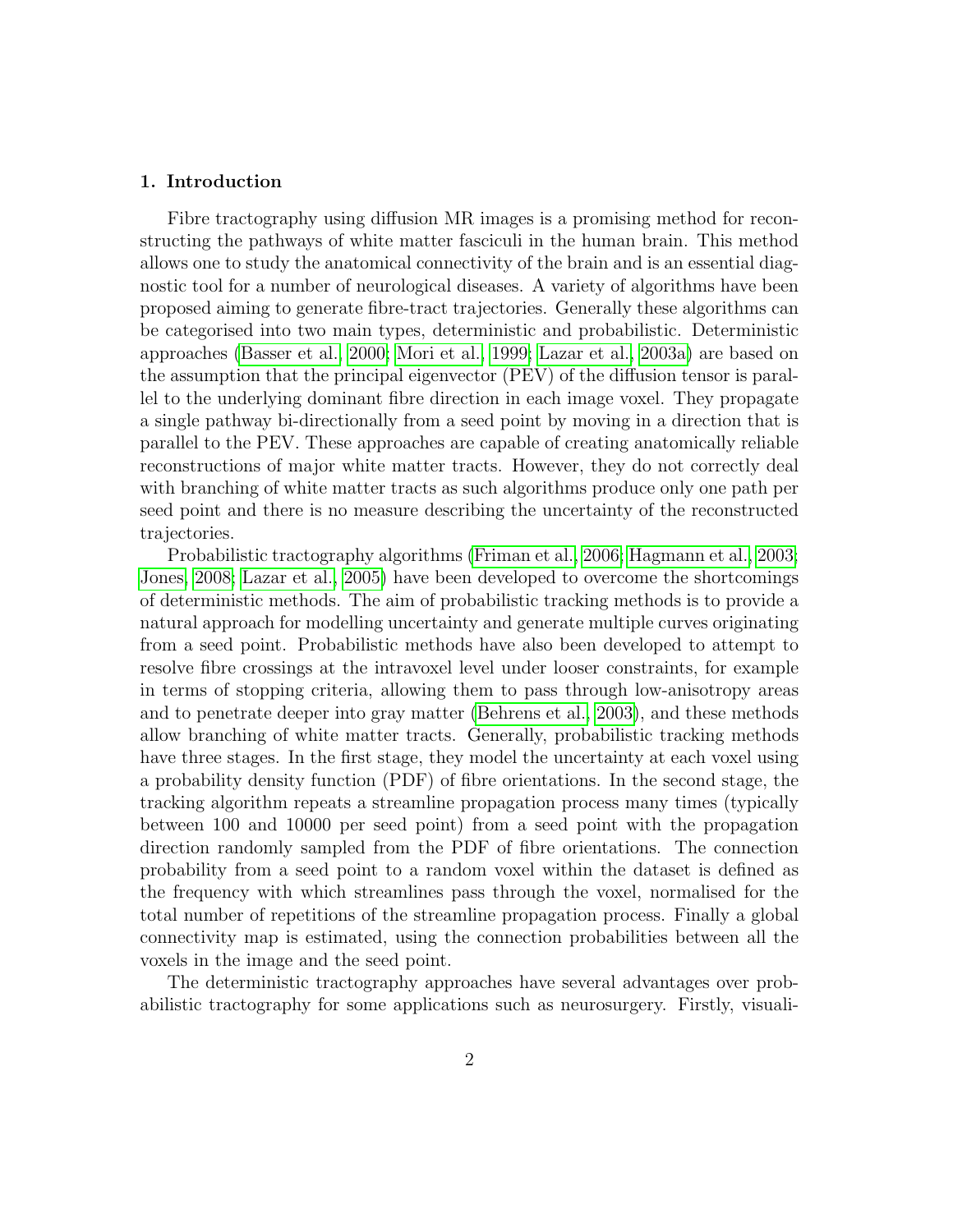## 1. Introduction

Fibre tractography using diffusion MR images is a promising method for reconstructing the pathways of white matter fasciculi in the human brain. This method allows one to study the anatomical connectivity of the brain and is an essential diagnostic tool for a number of neurological diseases. A variety of algorithms have been proposed aiming to generate fibre-tract trajectories. Generally these algorithms can be categorised into two main types, deterministic and probabilistic. Deterministic approaches (Basser et al., 2000; Mori et al., 1999; Lazar et al., 2003a) are based on the assumption that the principal eigenvector (PEV) of the diffusion tensor is parallel to the underlying dominant fibre direction in each image voxel. They propagate a single pathway bi-directionally from a seed point by moving in a direction that is parallel to the PEV. These approaches are capable of creating anatomically reliable reconstructions of major white matter tracts. However, they do not correctly deal with branching of white matter tracts as such algorithms produce only one path per seed point and there is no measure describing the uncertainty of the reconstructed trajectories.

Probabilistic tractography algorithms (Friman et al., 2006; Hagmann et al., 2003; Jones, 2008; Lazar et al., 2005) have been developed to overcome the shortcomings of deterministic methods. The aim of probabilistic tracking methods is to provide a natural approach for modelling uncertainty and generate multiple curves originating from a seed point. Probabilistic methods have also been developed to attempt to resolve fibre crossings at the intravoxel level under looser constraints, for example in terms of stopping criteria, allowing them to pass through low-anisotropy areas and to penetrate deeper into gray matter (Behrens et al., 2003), and these methods allow branching of white matter tracts. Generally, probabilistic tracking methods have three stages. In the first stage, they model the uncertainty at each voxel using a probability density function (PDF) of fibre orientations. In the second stage, the tracking algorithm repeats a streamline propagation process many times (typically between 100 and 10000 per seed point) from a seed point with the propagation direction randomly sampled from the PDF of fibre orientations. The connection probability from a seed point to a random voxel within the dataset is defined as the frequency with which streamlines pass through the voxel, normalised for the total number of repetitions of the streamline propagation process. Finally a global connectivity map is estimated, using the connection probabilities between all the voxels in the image and the seed point.

The deterministic tractography approaches have several advantages over probabilistic tractography for some applications such as neurosurgery. Firstly, visuali-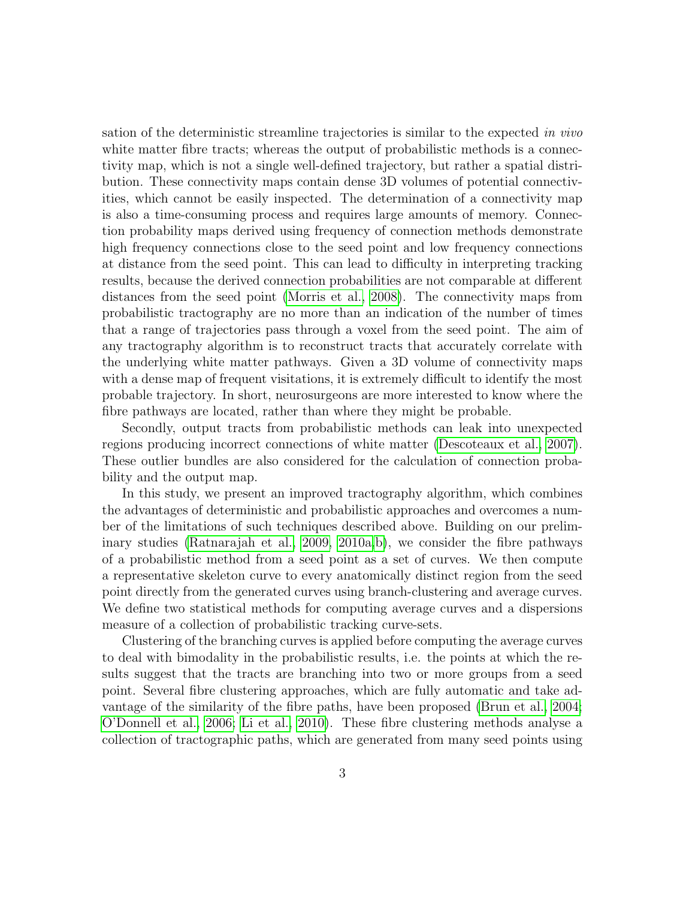sation of the deterministic streamline trajectories is similar to the expected *in vivo* white matter fibre tracts; whereas the output of probabilistic methods is a connectivity map, which is not a single well-defined trajectory, but rather a spatial distribution. These connectivity maps contain dense 3D volumes of potential connectivities, which cannot be easily inspected. The determination of a connectivity map is also a time-consuming process and requires large amounts of memory. Connection probability maps derived using frequency of connection methods demonstrate high frequency connections close to the seed point and low frequency connections at distance from the seed point. This can lead to difficulty in interpreting tracking results, because the derived connection probabilities are not comparable at different distances from the seed point (Morris et al., 2008). The connectivity maps from probabilistic tractography are no more than an indication of the number of times that a range of trajectories pass through a voxel from the seed point. The aim of any tractography algorithm is to reconstruct tracts that accurately correlate with the underlying white matter pathways. Given a 3D volume of connectivity maps with a dense map of frequent visitations, it is extremely difficult to identify the most probable trajectory. In short, neurosurgeons are more interested to know where the fibre pathways are located, rather than where they might be probable.

Secondly, output tracts from probabilistic methods can leak into unexpected regions producing incorrect connections of white matter (Descoteaux et al., 2007). These outlier bundles are also considered for the calculation of connection probability and the output map.

In this study, we present an improved tractography algorithm, which combines the advantages of deterministic and probabilistic approaches and overcomes a number of the limitations of such techniques described above. Building on our preliminary studies (Ratnarajah et al., 2009, 2010a,b), we consider the fibre pathways of a probabilistic method from a seed point as a set of curves. We then compute a representative skeleton curve to every anatomically distinct region from the seed point directly from the generated curves using branch-clustering and average curves. We define two statistical methods for computing average curves and a dispersions measure of a collection of probabilistic tracking curve-sets.

Clustering of the branching curves is applied before computing the average curves to deal with bimodality in the probabilistic results, i.e. the points at which the results suggest that the tracts are branching into two or more groups from a seed point. Several fibre clustering approaches, which are fully automatic and take advantage of the similarity of the fibre paths, have been proposed (Brun et al., 2004; O'Donnell et al., 2006; Li et al., 2010). These fibre clustering methods analyse a collection of tractographic paths, which are generated from many seed points using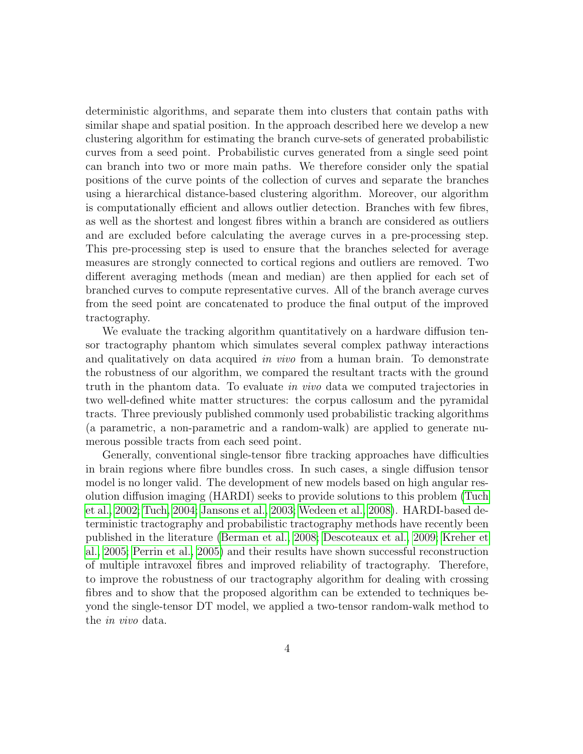deterministic algorithms, and separate them into clusters that contain paths with similar shape and spatial position. In the approach described here we develop a new clustering algorithm for estimating the branch curve-sets of generated probabilistic curves from a seed point. Probabilistic curves generated from a single seed point can branch into two or more main paths. We therefore consider only the spatial positions of the curve points of the collection of curves and separate the branches using a hierarchical distance-based clustering algorithm. Moreover, our algorithm is computationally efficient and allows outlier detection. Branches with few fibres, as well as the shortest and longest fibres within a branch are considered as outliers and are excluded before calculating the average curves in a pre-processing step. This pre-processing step is used to ensure that the branches selected for average measures are strongly connected to cortical regions and outliers are removed. Two different averaging methods (mean and median) are then applied for each set of branched curves to compute representative curves. All of the branch average curves from the seed point are concatenated to produce the final output of the improved tractography.

We evaluate the tracking algorithm quantitatively on a hardware diffusion tensor tractography phantom which simulates several complex pathway interactions and qualitatively on data acquired *in vivo* from a human brain. To demonstrate the robustness of our algorithm, we compared the resultant tracts with the ground truth in the phantom data. To evaluate *in vivo* data we computed trajectories in two well-defined white matter structures: the corpus callosum and the pyramidal tracts. Three previously published commonly used probabilistic tracking algorithms (a parametric, a non-parametric and a random-walk) are applied to generate numerous possible tracts from each seed point.

Generally, conventional single-tensor fibre tracking approaches have difficulties in brain regions where fibre bundles cross. In such cases, a single diffusion tensor model is no longer valid. The development of new models based on high angular resolution diffusion imaging (HARDI) seeks to provide solutions to this problem (Tuch et al., 2002; Tuch, 2004; Jansons et al., 2003; Wedeen et al., 2008). HARDI-based deterministic tractography and probabilistic tractography methods have recently been published in the literature (Berman et al., 2008; Descoteaux et al., 2009; Kreher et al., 2005; Perrin et al., 2005) and their results have shown successful reconstruction of multiple intravoxel fibres and improved reliability of tractography. Therefore, to improve the robustness of our tractography algorithm for dealing with crossing fibres and to show that the proposed algorithm can be extended to techniques beyond the single-tensor DT model, we applied a two-tensor random-walk method to the *in vivo* data.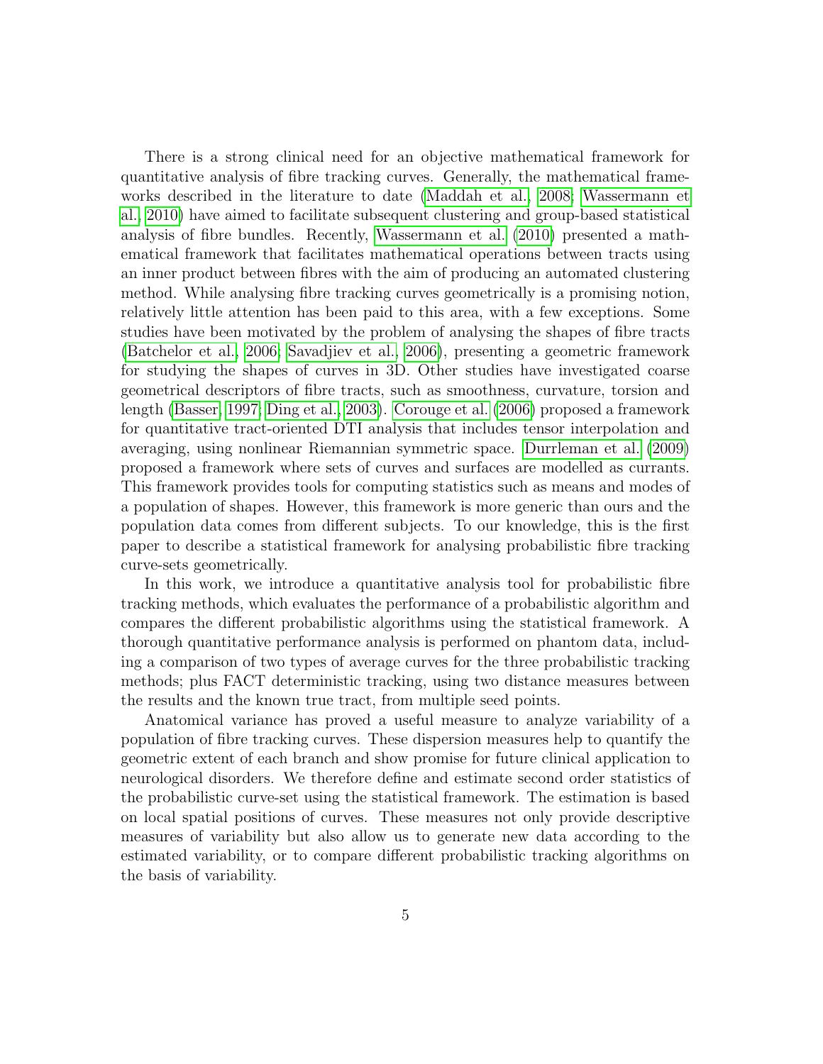There is a strong clinical need for an objective mathematical framework for quantitative analysis of fibre tracking curves. Generally, the mathematical frameworks described in the literature to date (Maddah et al., 2008; Wassermann et al., 2010) have aimed to facilitate subsequent clustering and group-based statistical analysis of fibre bundles. Recently, Wassermann et al. (2010) presented a mathematical framework that facilitates mathematical operations between tracts using an inner product between fibres with the aim of producing an automated clustering method. While analysing fibre tracking curves geometrically is a promising notion, relatively little attention has been paid to this area, with a few exceptions. Some studies have been motivated by the problem of analysing the shapes of fibre tracts (Batchelor et al., 2006; Savadjiev et al., 2006), presenting a geometric framework for studying the shapes of curves in 3D. Other studies have investigated coarse geometrical descriptors of fibre tracts, such as smoothness, curvature, torsion and length (Basser, 1997; Ding et al., 2003). Corouge et al. (2006) proposed a framework for quantitative tract-oriented DTI analysis that includes tensor interpolation and averaging, using nonlinear Riemannian symmetric space. Durrleman et al. (2009) proposed a framework where sets of curves and surfaces are modelled as currants. This framework provides tools for computing statistics such as means and modes of a population of shapes. However, this framework is more generic than ours and the population data comes from different subjects. To our knowledge, this is the first paper to describe a statistical framework for analysing probabilistic fibre tracking curve-sets geometrically.

In this work, we introduce a quantitative analysis tool for probabilistic fibre tracking methods, which evaluates the performance of a probabilistic algorithm and compares the different probabilistic algorithms using the statistical framework. A thorough quantitative performance analysis is performed on phantom data, including a comparison of two types of average curves for the three probabilistic tracking methods; plus FACT deterministic tracking, using two distance measures between the results and the known true tract, from multiple seed points.

Anatomical variance has proved a useful measure to analyze variability of a population of fibre tracking curves. These dispersion measures help to quantify the geometric extent of each branch and show promise for future clinical application to neurological disorders. We therefore define and estimate second order statistics of the probabilistic curve-set using the statistical framework. The estimation is based on local spatial positions of curves. These measures not only provide descriptive measures of variability but also allow us to generate new data according to the estimated variability, or to compare different probabilistic tracking algorithms on the basis of variability.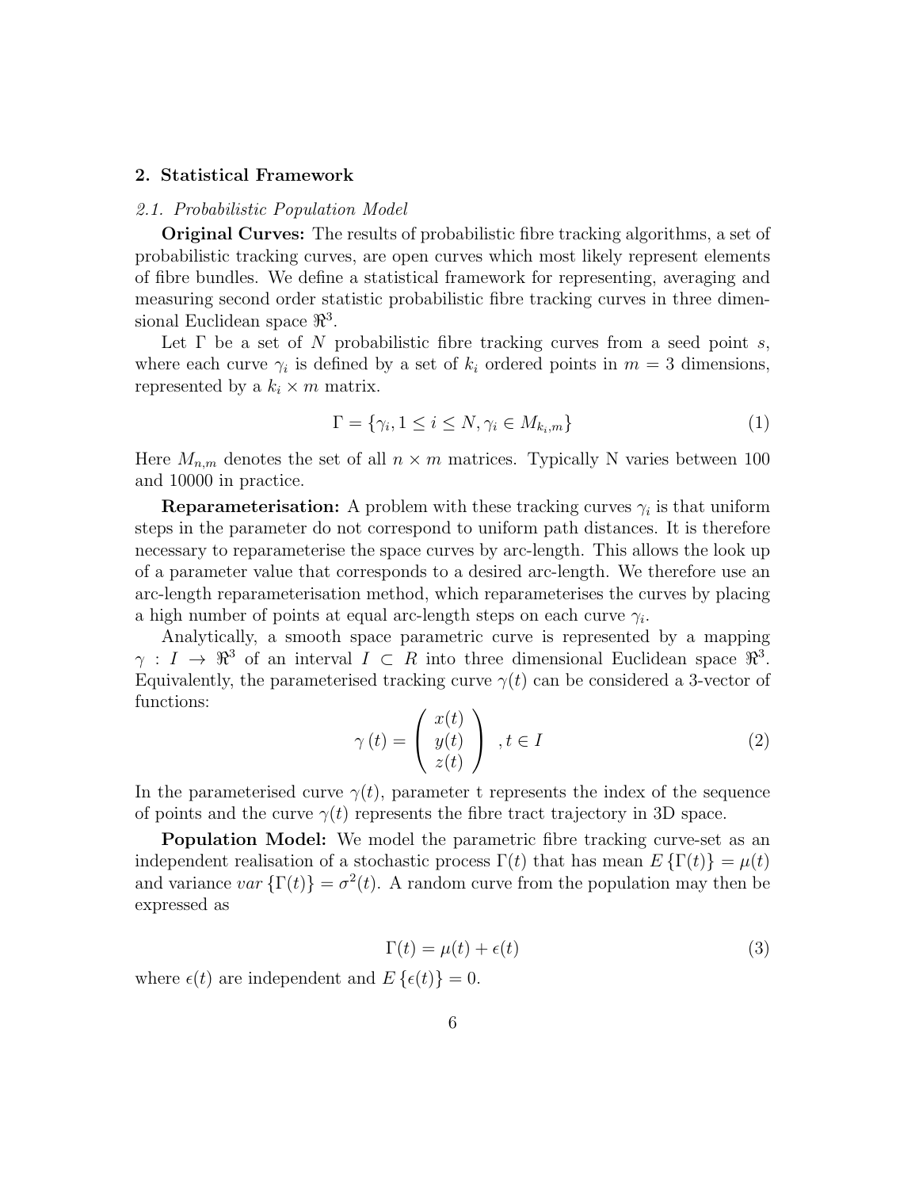## 2. Statistical Framework

### *2.1. Probabilistic Population Model*

**Original Curves:** The results of probabilistic fibre tracking algorithms, a set of probabilistic tracking curves, are open curves which most likely represent elements of fibre bundles. We define a statistical framework for representing, averaging and measuring second order statistic probabilistic fibre tracking curves in three dimensional Euclidean space $\Re^3$.

Let $\Gamma$ be a set of $N$ probabilistic fibre tracking curves from a seed point $s$, where each curve $\gamma_i$ is defined by a set of $k_i$ ordered points in $m = 3$ dimensions, represented by a $k_i \times m$ matrix.

$$\Gamma = \{\gamma_i, 1 \leq i \leq N, \gamma_i \in M_{k_i,m}\} \tag{1}$$

Here $M_{n,m}$ denotes the set of all $n \times m$ matrices. Typically N varies between 100 and 10000 in practice.

**Reparameterisation:** A problem with these tracking curves $\gamma_i$ is that uniform steps in the parameter do not correspond to uniform path distances. It is therefore necessary to reparameterise the space curves by arc-length. This allows the look up of a parameter value that corresponds to a desired arc-length. We therefore use an arc-length reparameterisation method, which reparameterises the curves by placing a high number of points at equal arc-length steps on each curve $\gamma_i$.

Analytically, a smooth space parametric curve is represented by a mapping $\gamma : I \rightarrow \Re^3$ of an interval $I \subset R$ into three dimensional Euclidean space $\Re^3$. Equivalently, the parameterised tracking curve $\gamma(t)$ can be considered a 3-vector of functions:

$$\gamma(t) = \begin{pmatrix} x(t) \\ y(t) \\ z(t) \end{pmatrix}, t \in I \tag{2}$$

In the parameterised curve $\gamma(t)$, parameter t represents the index of the sequence of points and the curve $\gamma(t)$ represents the fibre tract trajectory in 3D space.

**Population Model:** We model the parametric fibre tracking curve-set as an independent realisation of a stochastic process $\Gamma(t)$ that has mean $E\{\Gamma(t)\} = \mu(t)$ and variance $var\{\Gamma(t)\} = \sigma^2(t)$. A random curve from the population may then be expressed as

$$\Gamma(t) = \mu(t) + \epsilon(t) \tag{3}$$

where $\epsilon(t)$ are independent and $E\{\epsilon(t)\} = 0$.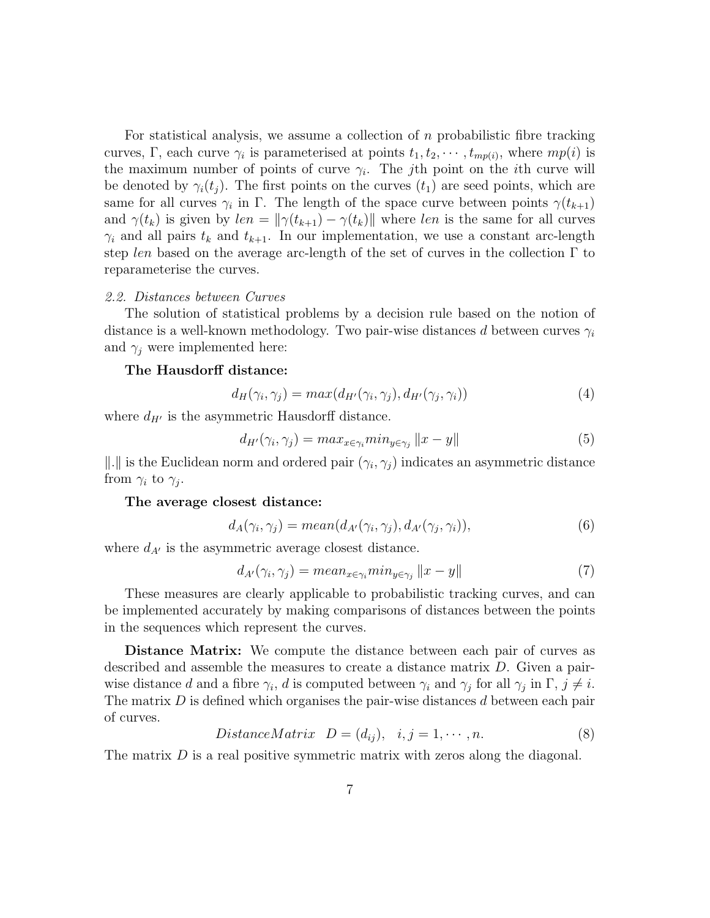For statistical analysis, we assume a collection of $n$ probabilistic fibre tracking curves, $\Gamma$, each curve $\gamma_i$ is parameterised at points $t_1, t_2, \cdots, t_{mp(i)}$, where $mp(i)$ is the maximum number of points of curve $\gamma_i$. The $j$th point on the $i$th curve will be denoted by $\gamma_i(t_j)$. The first points on the curves ($t_1$) are seed points, which are same for all curves $\gamma_i$ in $\Gamma$. The length of the space curve between points $\gamma(t_{k+1})$ and $\gamma(t_k)$ is given by $len = \|\gamma(t_{k+1}) - \gamma(t_k)\|$ where $len$ is the same for all curves $\gamma_i$ and all pairs $t_k$ and $t_{k+1}$. In our implementation, we use a constant arc-length step $len$ based on the average arc-length of the set of curves in the collection $\Gamma$ to reparameterise the curves.

### 2.2. Distances between Curves

The solution of statistical problems by a decision rule based on the notion of distance is a well-known methodology. Two pair-wise distances $d$ between curves $\gamma_i$ and $\gamma_j$ were implemented here:

**The Hausdorff distance:**

$$d_H(\gamma_i, \gamma_j) = max(d_{H'}(\gamma_i, \gamma_j), d_{H'}(\gamma_j, \gamma_i)) \tag{4}$$

where $d_{H'}$ is the asymmetric Hausdorff distance.

$$d_{H'}(\gamma_i, \gamma_j) = max_{x \in \gamma_i} min_{y \in \gamma_j} \|x - y\| \tag{5}$$

$\|.\|$ is the Euclidean norm and ordered pair $(\gamma_i, \gamma_j)$ indicates an asymmetric distance from $\gamma_i$ to $\gamma_j$.

**The average closest distance:**

$$d_A(\gamma_i, \gamma_j) = mean(d_{A'}(\gamma_i, \gamma_j), d_{A'}(\gamma_j, \gamma_i)), \tag{6}$$

where $d_{A'}$ is the asymmetric average closest distance.

$$d_{A'}(\gamma_i, \gamma_j) = mean_{x \in \gamma_i} min_{y \in \gamma_j} \|x - y\| \tag{7}$$

These measures are clearly applicable to probabilistic tracking curves, and can be implemented accurately by making comparisons of distances between the points in the sequences which represent the curves.

**Distance Matrix:** We compute the distance between each pair of curves as described and assemble the measures to create a distance matrix $D$. Given a pair-wise distance $d$ and a fibre $\gamma_i$, $d$ is computed between $\gamma_i$ and $\gamma_j$ for all $\gamma_j$ in $\Gamma$, $j \neq i$. The matrix $D$ is defined which organises the pair-wise distances $d$ between each pair of curves.

$$DistanceMatrix \quad D = (d_{ij}), \quad i, j = 1, \cdots, n. \tag{8}$$

The matrix $D$ is a real positive symmetric matrix with zeros along the diagonal.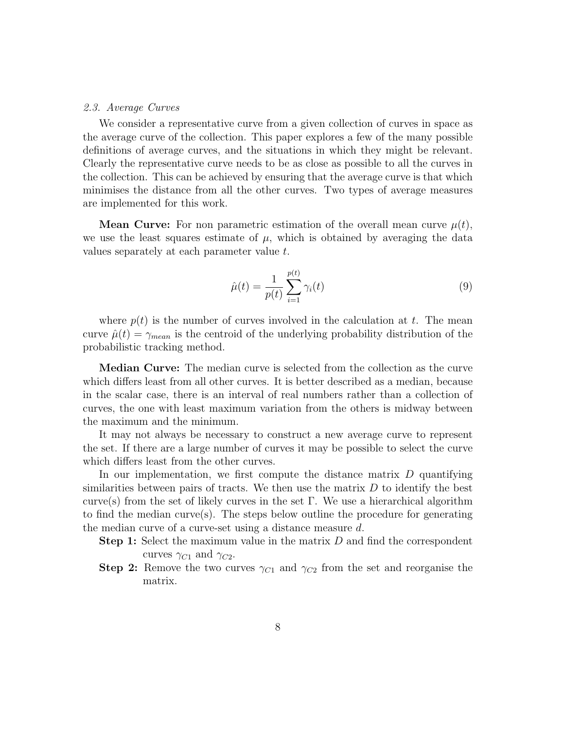### *2.3. Average Curves*

We consider a representative curve from a given collection of curves in space as the average curve of the collection. This paper explores a few of the many possible definitions of average curves, and the situations in which they might be relevant. Clearly the representative curve needs to be as close as possible to all the curves in the collection. This can be achieved by ensuring that the average curve is that which minimises the distance from all the other curves. Two types of average measures are implemented for this work.

**Mean Curve:** For non parametric estimation of the overall mean curve $\mu(t)$, we use the least squares estimate of $\mu$, which is obtained by averaging the data values separately at each parameter value $t$.

$$\hat{\mu}(t) = \frac{1}{p(t)} \sum_{i=1}^{p(t)} \gamma_i(t) \tag{9}$$

where $p(t)$ is the number of curves involved in the calculation at $t$. The mean curve $\hat{\mu}(t) = \gamma_{mean}$ is the centroid of the underlying probability distribution of the probabilistic tracking method.

**Median Curve:** The median curve is selected from the collection as the curve which differs least from all other curves. It is better described as a median, because in the scalar case, there is an interval of real numbers rather than a collection of curves, the one with least maximum variation from the others is midway between the maximum and the minimum.

It may not always be necessary to construct a new average curve to represent the set. If there are a large number of curves it may be possible to select the curve which differs least from the other curves.

In our implementation, we first compute the distance matrix $D$ quantifying similarities between pairs of tracts. We then use the matrix $D$ to identify the best curve(s) from the set of likely curves in the set $\Gamma$. We use a hierarchical algorithm to find the median curve(s). The steps below outline the procedure for generating the median curve of a curve-set using a distance measure $d$.

**Step 1:** Select the maximum value in the matrix $D$ and find the correspondent curves $\gamma_{C1}$ and $\gamma_{C2}$.

**Step 2:** Remove the two curves $\gamma_{C1}$ and $\gamma_{C2}$ from the set and reorganise the matrix.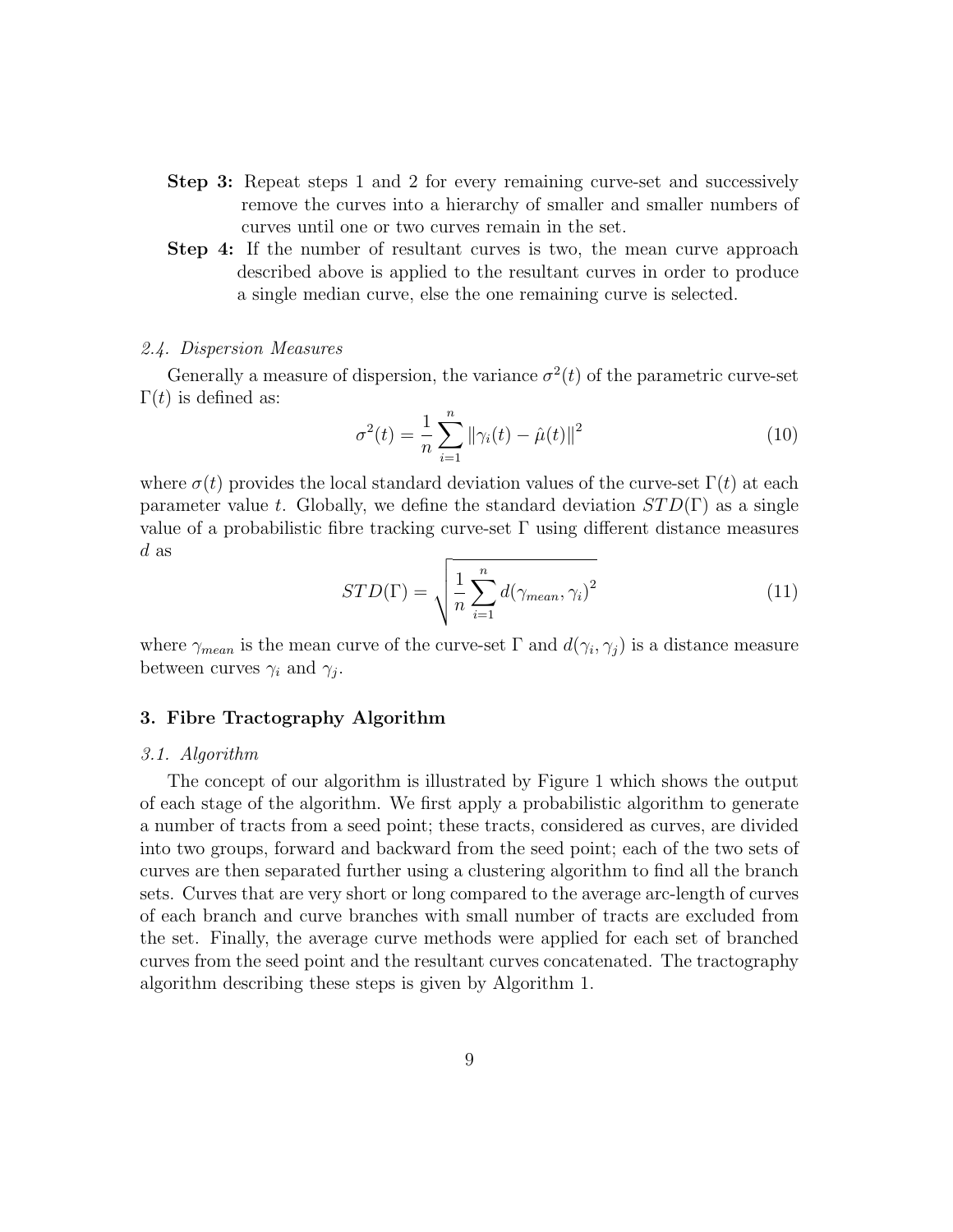**Step 3:** Repeat steps 1 and 2 for every remaining curve-set and successively remove the curves into a hierarchy of smaller and smaller numbers of curves until one or two curves remain in the set.

**Step 4:** If the number of resultant curves is two, the mean curve approach described above is applied to the resultant curves in order to produce a single median curve, else the one remaining curve is selected.

### *2.4. Dispersion Measures*

Generally a measure of dispersion, the variance $\sigma^2(t)$ of the parametric curve-set $\Gamma(t)$ is defined as:

$$\sigma^2(t) = \frac{1}{n} \sum_{i=1}^{n} \|\gamma_i(t) - \hat{\mu}(t)\|^2 \tag{10}$$

where $\sigma(t)$ provides the local standard deviation values of the curve-set $\Gamma(t)$ at each parameter value $t$. Globally, we define the standard deviation $STD(\Gamma)$ as a single value of a probabilistic fibre tracking curve-set $\Gamma$ using different distance measures $d$ as

$$STD(\Gamma) = \sqrt{\frac{1}{n} \sum_{i=1}^{n} d(\gamma_{mean}, \gamma_i)^2} \tag{11}$$

where $\gamma_{mean}$ is the mean curve of the curve-set $\Gamma$ and $d(\gamma_i, \gamma_j)$ is a distance measure between curves $\gamma_i$ and $\gamma_j$.

## 3. Fibre Tractography Algorithm

### *3.1. Algorithm*

The concept of our algorithm is illustrated by Figure 1 which shows the output of each stage of the algorithm. We first apply a probabilistic algorithm to generate a number of tracts from a seed point; these tracts, considered as curves, are divided into two groups, forward and backward from the seed point; each of the two sets of curves are then separated further using a clustering algorithm to find all the branch sets. Curves that are very short or long compared to the average arc-length of curves of each branch and curve branches with small number of tracts are excluded from the set. Finally, the average curve methods were applied for each set of branched curves from the seed point and the resultant curves concatenated. The tractography algorithm describing these steps is given by Algorithm 1.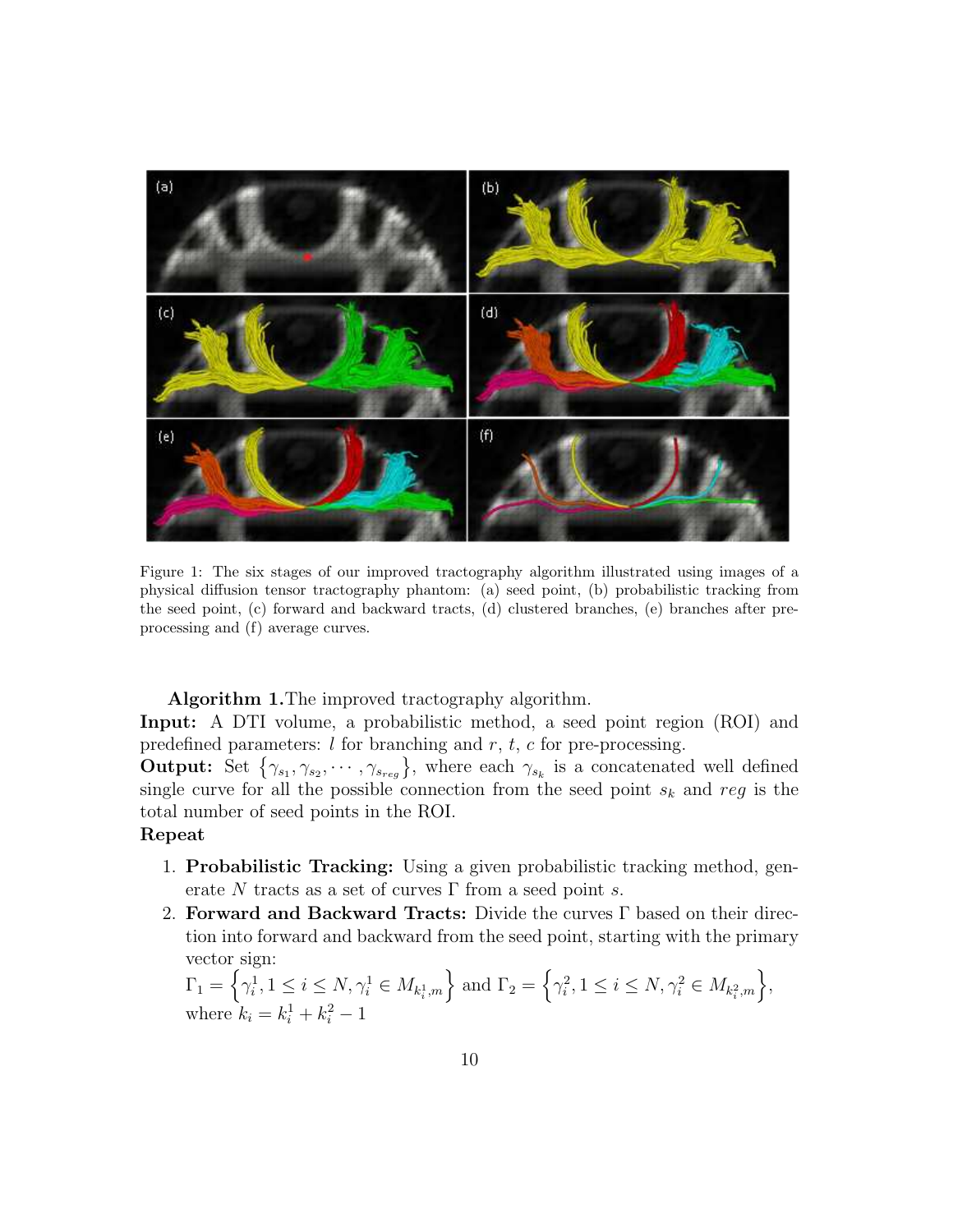Figure 1: The six stages of our improved tractography algorithm illustrated using images of a physical diffusion tensor tractography phantom: (a) seed point, (b) probabilistic tracking from the seed point, (c) forward and backward tracts, (d) clustered branches, (e) branches after pre-processing and (f) average curves.

**Algorithm 1.** The improved tractography algorithm.

**Input:** A DTI volume, a probabilistic method, a seed point region (ROI) and predefined parameters: $l$ for branching and $r$, $t$, $c$ for pre-processing.

**Output:** Set $\left\{\gamma_{s_1}, \gamma_{s_2}, \cdots, \gamma_{s_{reg}}\right\}$, where each $\gamma_{s_k}$ is a concatenated well defined single curve for all the possible connection from the seed point $s_k$ and $reg$ is the total number of seed points in the ROI.

**Repeat**

1. **Probabilistic Tracking:** Using a given probabilistic tracking method, generate $N$ tracts as a set of curves $\Gamma$ from a seed point $s$.
2. **Forward and Backward Tracts:** Divide the curves $\Gamma$ based on their direction into forward and backward from the seed point, starting with the primary vector sign:
   $\Gamma_1 = \left\{\gamma_i^1, 1 \leq i \leq N, \gamma_i^1 \in M_{k_i^1,m}\right\}$ and $\Gamma_2 = \left\{\gamma_i^2, 1 \leq i \leq N, \gamma_i^2 \in M_{k_i^2,m}\right\}$,
   where $k_i = k_i^1 + k_i^2 - 1$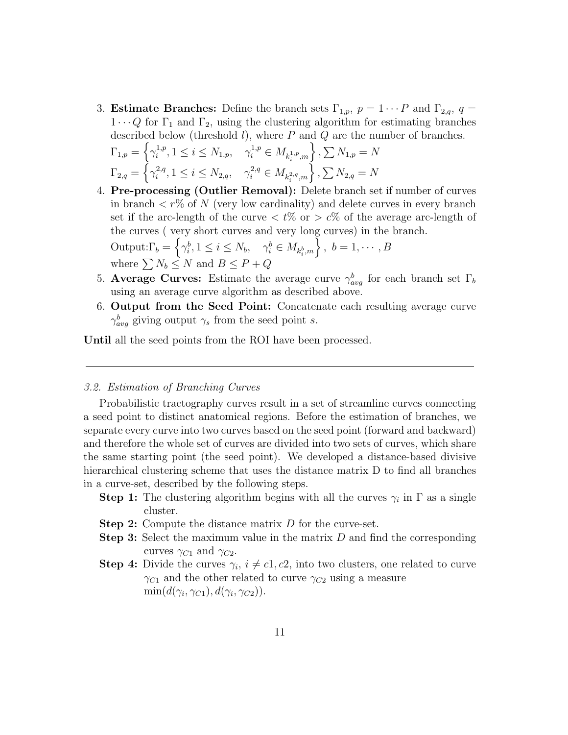3. **Estimate Branches:** Define the branch sets $\Gamma_{1,p}$, $p = 1 \cdots P$ and $\Gamma_{2,q}$, $q = 1 \cdots Q$ for $\Gamma_1$ and $\Gamma_2$, using the clustering algorithm for estimating branches described below (threshold $l$), where $P$ and $Q$ are the number of branches.
   $\Gamma_{1,p} = \left\{ \gamma_i^{1,p}, 1 \le i \le N_{1,p}, \quad \gamma_i^{1,p} \in M_{k_i^{1,p},m} \right\}, \sum N_{1,p} = N$
   $\Gamma_{2,q} = \left\{ \gamma_i^{2,q}, 1 \le i \le N_{2,q}, \quad \gamma_i^{2,q} \in M_{k_i^{2,q},m} \right\}, \sum N_{2,q} = N$
4. **Pre-processing (Outlier Removal):** Delete branch set if number of curves in branch $< r\%$ of $N$ (very low cardinality) and delete curves in every branch set if the arc-length of the curve $< t\%$ or $> c\%$ of the average arc-length of the curves ( very short curves and very long curves) in the branch.
   Output:$\Gamma_b = \left\{ \gamma_i^b, 1 \le i \le N_b, \quad \gamma_i^b \in M_{k_i^b,m} \right\}, \ b = 1, \cdots, B$
   where $\sum N_b \le N$ and $B \le P + Q$
5. **Average Curves:** Estimate the average curve $\gamma_{avg}^b$ for each branch set $\Gamma_b$ using an average curve algorithm as described above.
6. **Output from the Seed Point:** Concatenate each resulting average curve $\gamma_{avg}^b$ giving output $\gamma_s$ from the seed point $s$.

**Until** all the seed points from the ROI have been processed.

---

### *3.2. Estimation of Branching Curves*

Probabilistic tractography curves result in a set of streamline curves connecting a seed point to distinct anatomical regions. Before the estimation of branches, we separate every curve into two curves based on the seed point (forward and backward) and therefore the whole set of curves are divided into two sets of curves, which share the same starting point (the seed point). We developed a distance-based divisive hierarchical clustering scheme that uses the distance matrix D to find all branches in a curve-set, described by the following steps.

**Step 1:** The clustering algorithm begins with all the curves $\gamma_i$ in $\Gamma$ as a single cluster.

**Step 2:** Compute the distance matrix $D$ for the curve-set.

**Step 3:** Select the maximum value in the matrix $D$ and find the corresponding curves $\gamma_{C1}$ and $\gamma_{C2}$.

**Step 4:** Divide the curves $\gamma_i$, $i \ne c1, c2$, into two clusters, one related to curve $\gamma_{C1}$ and the other related to curve $\gamma_{C2}$ using a measure $\min(d(\gamma_i, \gamma_{C1}), d(\gamma_i, \gamma_{C2}))$.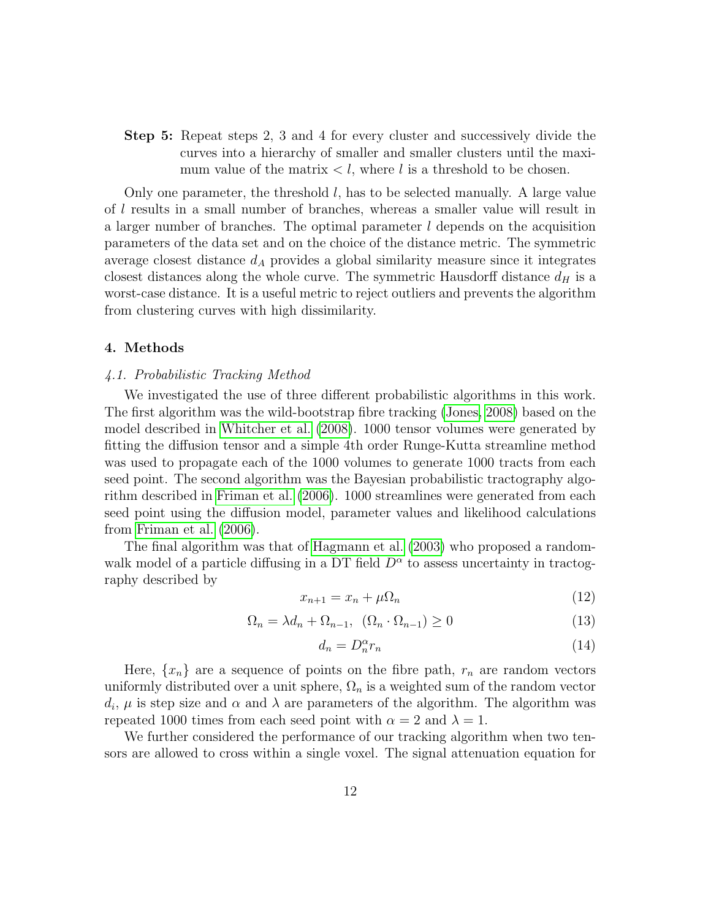**Step 5:** Repeat steps 2, 3 and 4 for every cluster and successively divide the curves into a hierarchy of smaller and smaller clusters until the maximum value of the matrix $< l$, where $l$ is a threshold to be chosen.

Only one parameter, the threshold $l$, has to be selected manually. A large value of $l$ results in a small number of branches, whereas a smaller value will result in a larger number of branches. The optimal parameter $l$ depends on the acquisition parameters of the data set and on the choice of the distance metric. The symmetric average closest distance $d_A$ provides a global similarity measure since it integrates closest distances along the whole curve. The symmetric Hausdorff distance $d_H$ is a worst-case distance. It is a useful metric to reject outliers and prevents the algorithm from clustering curves with high dissimilarity.

## 4. Methods

### *4.1. Probabilistic Tracking Method*

We investigated the use of three different probabilistic algorithms in this work. The first algorithm was the wild-bootstrap fibre tracking (Jones, 2008) based on the model described in Whitcher et al. (2008). 1000 tensor volumes were generated by fitting the diffusion tensor and a simple 4th order Runge-Kutta streamline method was used to propagate each of the 1000 volumes to generate 1000 tracts from each seed point. The second algorithm was the Bayesian probabilistic tractography algorithm described in Friman et al. (2006). 1000 streamlines were generated from each seed point using the diffusion model, parameter values and likelihood calculations from Friman et al. (2006).

The final algorithm was that of Hagmann et al. (2003) who proposed a random-walk model of a particle diffusing in a DT field $D^\alpha$ to assess uncertainty in tractography described by

$$x_{n+1} = x_n + \mu\Omega_n \tag{12}$$

$$\Omega_n = \lambda d_n + \Omega_{n-1}, \;\; (\Omega_n \cdot \Omega_{n-1}) \geq 0 \tag{13}$$

$$d_n = D_n^\alpha r_n \tag{14}$$

Here, $\{x_n\}$ are a sequence of points on the fibre path, $r_n$ are random vectors uniformly distributed over a unit sphere, $\Omega_n$ is a weighted sum of the random vector $d_i$, $\mu$ is step size and $\alpha$ and $\lambda$ are parameters of the algorithm. The algorithm was repeated 1000 times from each seed point with $\alpha = 2$ and $\lambda = 1$.

We further considered the performance of our tracking algorithm when two tensors are allowed to cross within a single voxel. The signal attenuation equation for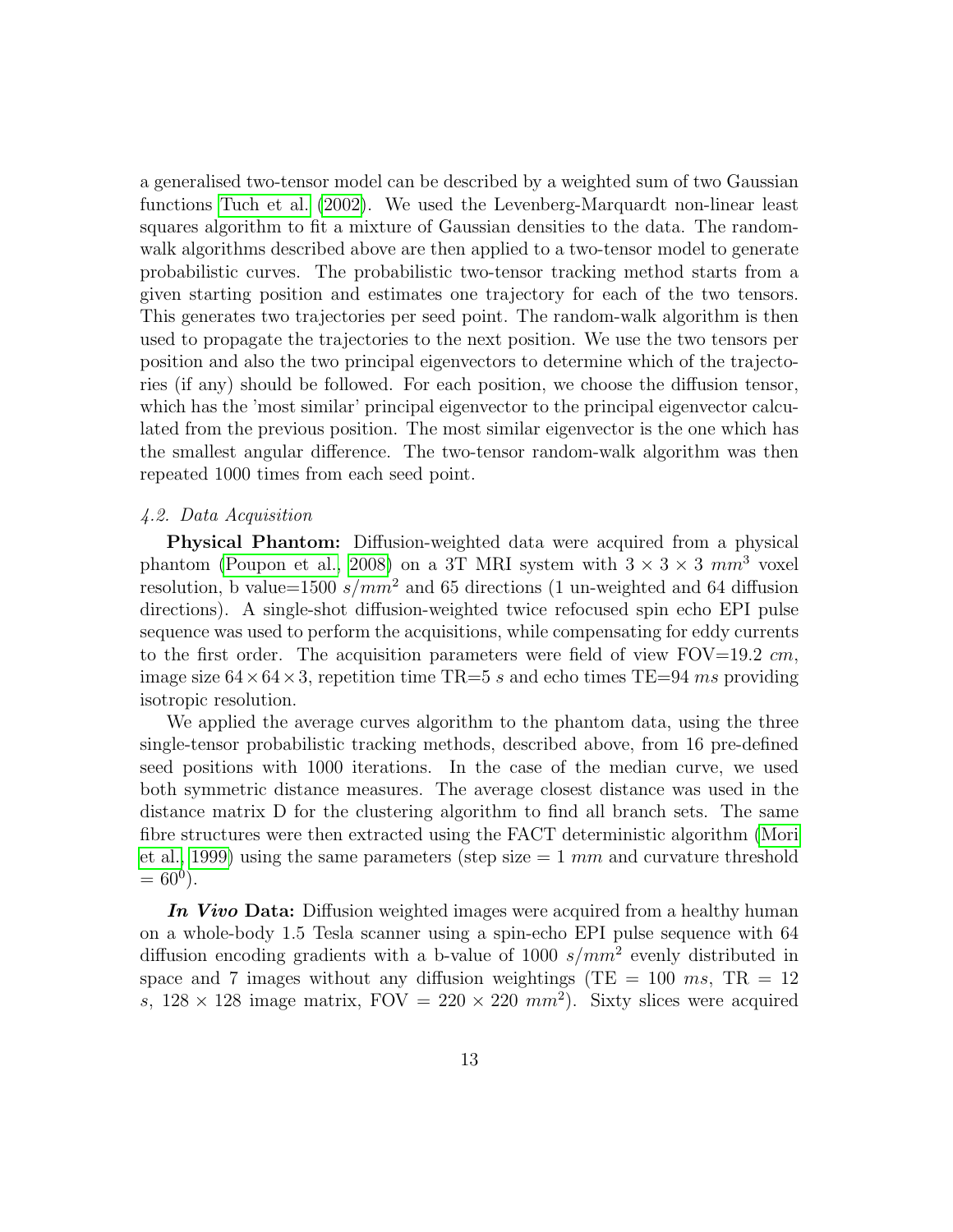a generalised two-tensor model can be described by a weighted sum of two Gaussian functions Tuch et al. (2002). We used the Levenberg-Marquardt non-linear least squares algorithm to fit a mixture of Gaussian densities to the data. The random-walk algorithms described above are then applied to a two-tensor model to generate probabilistic curves. The probabilistic two-tensor tracking method starts from a given starting position and estimates one trajectory for each of the two tensors. This generates two trajectories per seed point. The random-walk algorithm is then used to propagate the trajectories to the next position. We use the two tensors per position and also the two principal eigenvectors to determine which of the trajectories (if any) should be followed. For each position, we choose the diffusion tensor, which has the 'most similar' principal eigenvector to the principal eigenvector calculated from the previous position. The most similar eigenvector is the one which has the smallest angular difference. The two-tensor random-walk algorithm was then repeated 1000 times from each seed point.

### *4.2. Data Acquisition*

**Physical Phantom:** Diffusion-weighted data were acquired from a physical phantom (Poupon et al., 2008) on a 3T MRI system with $3 \times 3 \times 3$ $mm^3$ voxel resolution, b value=1500 $s/mm^2$ and 65 directions (1 un-weighted and 64 diffusion directions). A single-shot diffusion-weighted twice refocused spin echo EPI pulse sequence was used to perform the acquisitions, while compensating for eddy currents to the first order. The acquisition parameters were field of view FOV=19.2 $cm$, image size $64 \times 64 \times 3$, repetition time TR=5 $s$ and echo times TE=94 $ms$ providing isotropic resolution.

We applied the average curves algorithm to the phantom data, using the three single-tensor probabilistic tracking methods, described above, from 16 pre-defined seed positions with 1000 iterations. In the case of the median curve, we used both symmetric distance measures. The average closest distance was used in the distance matrix D for the clustering algorithm to find all branch sets. The same fibre structures were then extracted using the FACT deterministic algorithm (Mori et al., 1999) using the same parameters (step size = 1 $mm$ and curvature threshold $= 60^0$).

***In Vivo* Data:** Diffusion weighted images were acquired from a healthy human on a whole-body 1.5 Tesla scanner using a spin-echo EPI pulse sequence with 64 diffusion encoding gradients with a b-value of 1000 $s/mm^2$ evenly distributed in space and 7 images without any diffusion weightings (TE = 100 $ms$, TR = 12 $s$, $128 \times 128$ image matrix, FOV = $220 \times 220$ $mm^2$). Sixty slices were acquired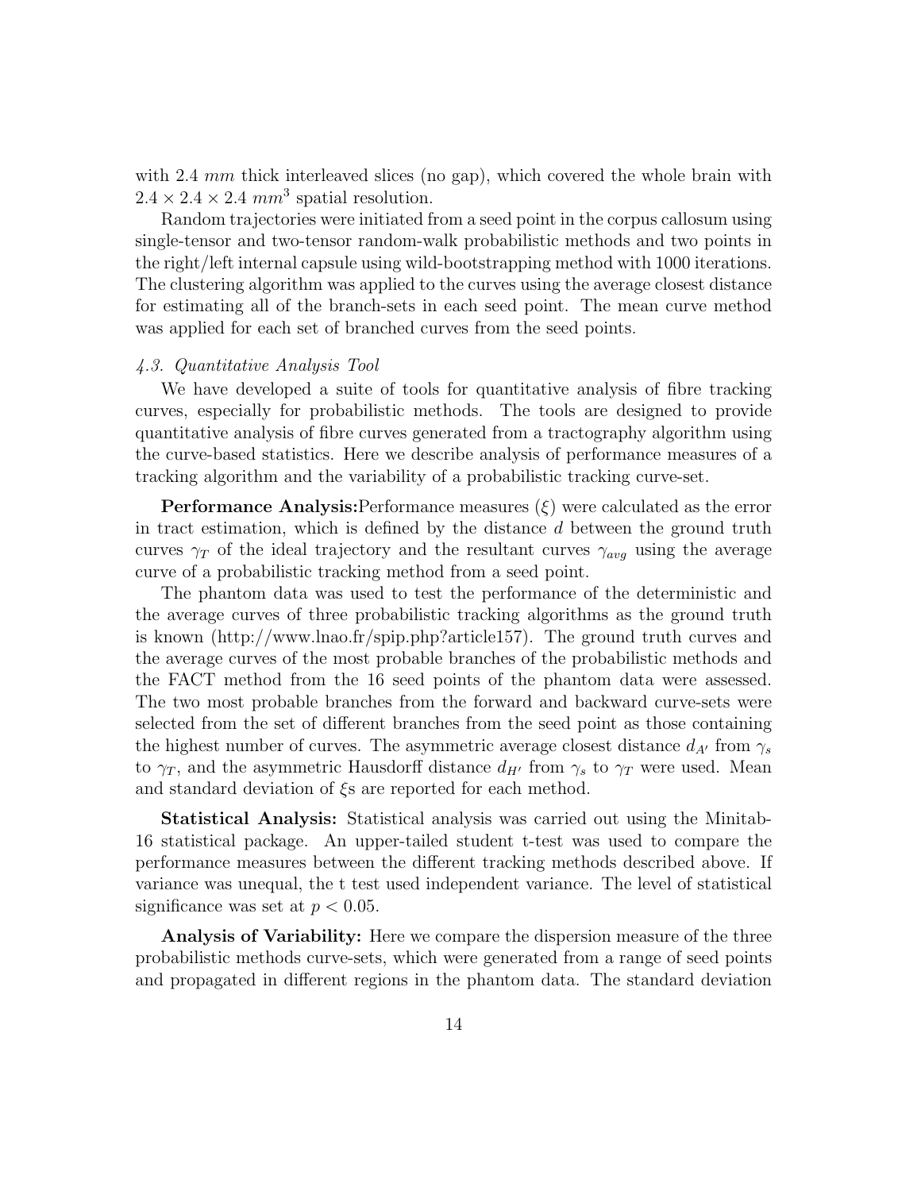with 2.4 $mm$ thick interleaved slices (no gap), which covered the whole brain with $2.4 \times 2.4 \times 2.4$ $mm^3$ spatial resolution.

Random trajectories were initiated from a seed point in the corpus callosum using single-tensor and two-tensor random-walk probabilistic methods and two points in the right/left internal capsule using wild-bootstrapping method with 1000 iterations. The clustering algorithm was applied to the curves using the average closest distance for estimating all of the branch-sets in each seed point. The mean curve method was applied for each set of branched curves from the seed points.

### *4.3. Quantitative Analysis Tool*

We have developed a suite of tools for quantitative analysis of fibre tracking curves, especially for probabilistic methods. The tools are designed to provide quantitative analysis of fibre curves generated from a tractography algorithm using the curve-based statistics. Here we describe analysis of performance measures of a tracking algorithm and the variability of a probabilistic tracking curve-set.

**Performance Analysis:**Performance measures ($\xi$) were calculated as the error in tract estimation, which is defined by the distance $d$ between the ground truth curves $\gamma_T$ of the ideal trajectory and the resultant curves $\gamma_{avg}$ using the average curve of a probabilistic tracking method from a seed point.

The phantom data was used to test the performance of the deterministic and the average curves of three probabilistic tracking algorithms as the ground truth is known (http://www.lnao.fr/spip.php?article157). The ground truth curves and the average curves of the most probable branches of the probabilistic methods and the FACT method from the 16 seed points of the phantom data were assessed. The two most probable branches from the forward and backward curve-sets were selected from the set of different branches from the seed point as those containing the highest number of curves. The asymmetric average closest distance $d_{A'}$ from $\gamma_s$ to $\gamma_T$, and the asymmetric Hausdorff distance $d_{H'}$ from $\gamma_s$ to $\gamma_T$ were used. Mean and standard deviation of $\xi$s are reported for each method.

**Statistical Analysis:** Statistical analysis was carried out using the Minitab-16 statistical package. An upper-tailed student t-test was used to compare the performance measures between the different tracking methods described above. If variance was unequal, the t test used independent variance. The level of statistical significance was set at $p < 0.05$.

**Analysis of Variability:** Here we compare the dispersion measure of the three probabilistic methods curve-sets, which were generated from a range of seed points and propagated in different regions in the phantom data. The standard deviation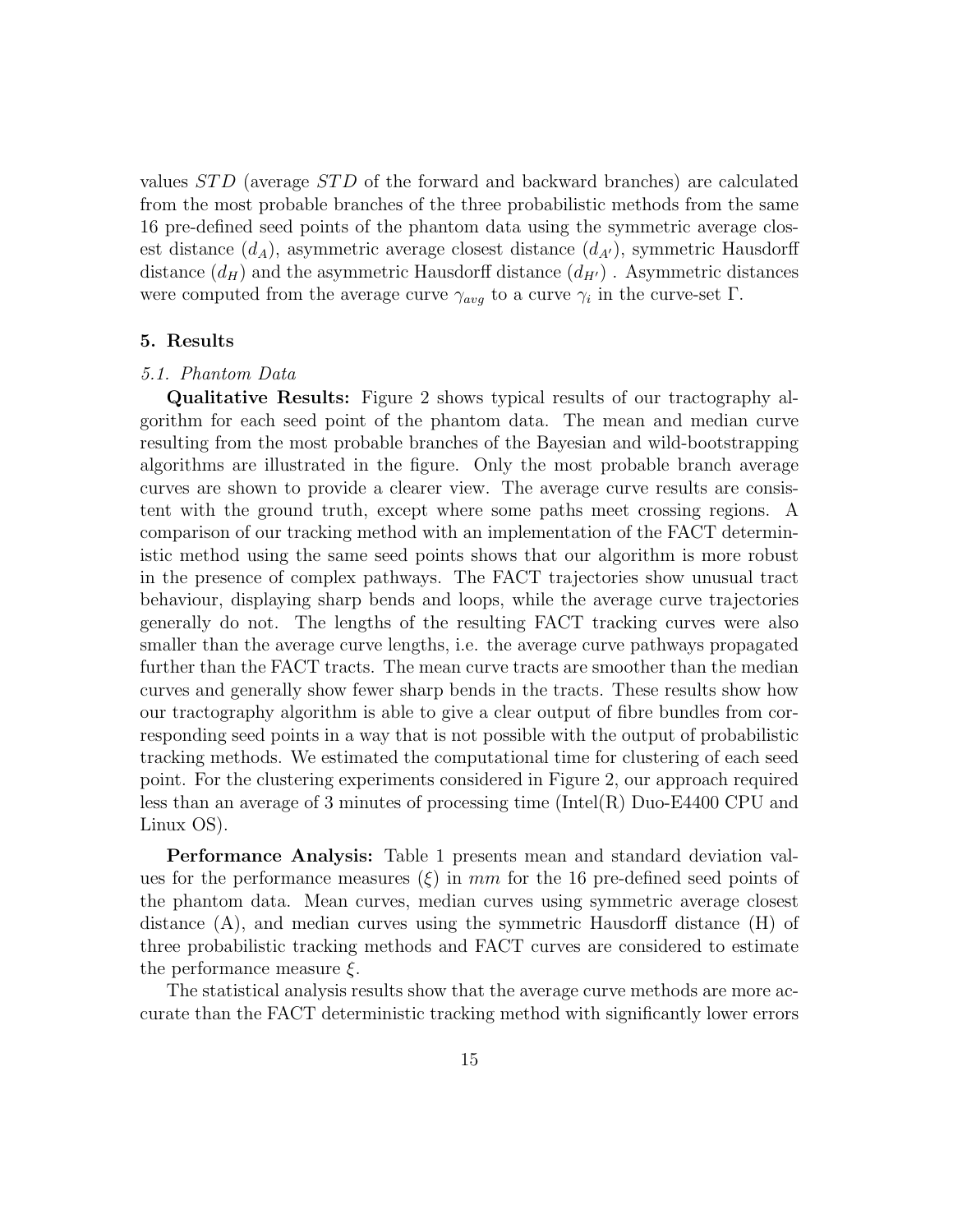values $STD$ (average $STD$ of the forward and backward branches) are calculated from the most probable branches of the three probabilistic methods from the same 16 pre-defined seed points of the phantom data using the symmetric average closest distance ($d_A$), asymmetric average closest distance ($d_{A'}$), symmetric Hausdorff distance ($d_H$) and the asymmetric Hausdorff distance ($d_{H'}$) . Asymmetric distances were computed from the average curve $\gamma_{avg}$ to a curve $\gamma_i$ in the curve-set $\Gamma$.

## 5. Results

### *5.1. Phantom Data*

**Qualitative Results:** Figure 2 shows typical results of our tractography algorithm for each seed point of the phantom data. The mean and median curve resulting from the most probable branches of the Bayesian and wild-bootstrapping algorithms are illustrated in the figure. Only the most probable branch average curves are shown to provide a clearer view. The average curve results are consistent with the ground truth, except where some paths meet crossing regions. A comparison of our tracking method with an implementation of the FACT deterministic method using the same seed points shows that our algorithm is more robust in the presence of complex pathways. The FACT trajectories show unusual tract behaviour, displaying sharp bends and loops, while the average curve trajectories generally do not. The lengths of the resulting FACT tracking curves were also smaller than the average curve lengths, i.e. the average curve pathways propagated further than the FACT tracts. The mean curve tracts are smoother than the median curves and generally show fewer sharp bends in the tracts. These results show how our tractography algorithm is able to give a clear output of fibre bundles from corresponding seed points in a way that is not possible with the output of probabilistic tracking methods. We estimated the computational time for clustering of each seed point. For the clustering experiments considered in Figure 2, our approach required less than an average of 3 minutes of processing time (Intel(R) Duo-E4400 CPU and Linux OS).

**Performance Analysis:** Table 1 presents mean and standard deviation values for the performance measures ($\xi$) in $mm$ for the 16 pre-defined seed points of the phantom data. Mean curves, median curves using symmetric average closest distance (A), and median curves using the symmetric Hausdorff distance (H) of three probabilistic tracking methods and FACT curves are considered to estimate the performance measure $\xi$.

The statistical analysis results show that the average curve methods are more accurate than the FACT deterministic tracking method with significantly lower errors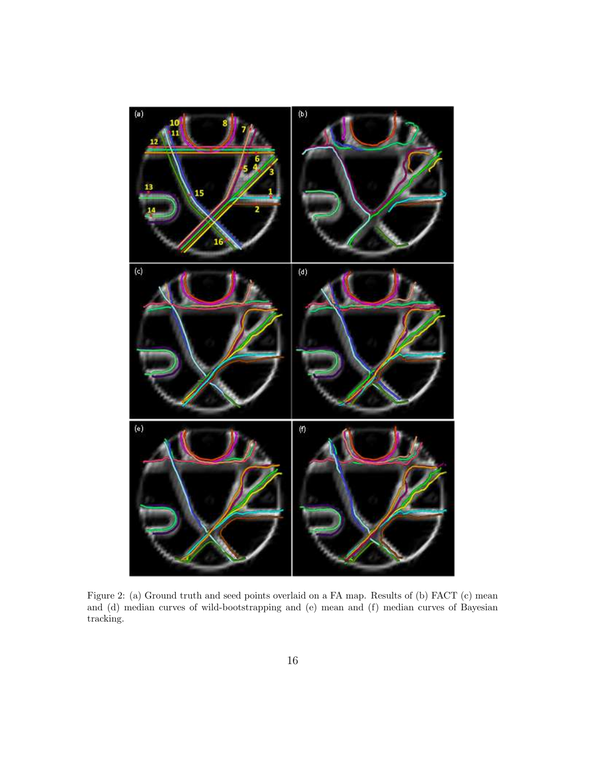Figure 2: (a) Ground truth and seed points overlaid on a FA map. Results of (b) FACT (c) mean and (d) median curves of wild-bootstrapping and (e) mean and (f) median curves of Bayesian tracking.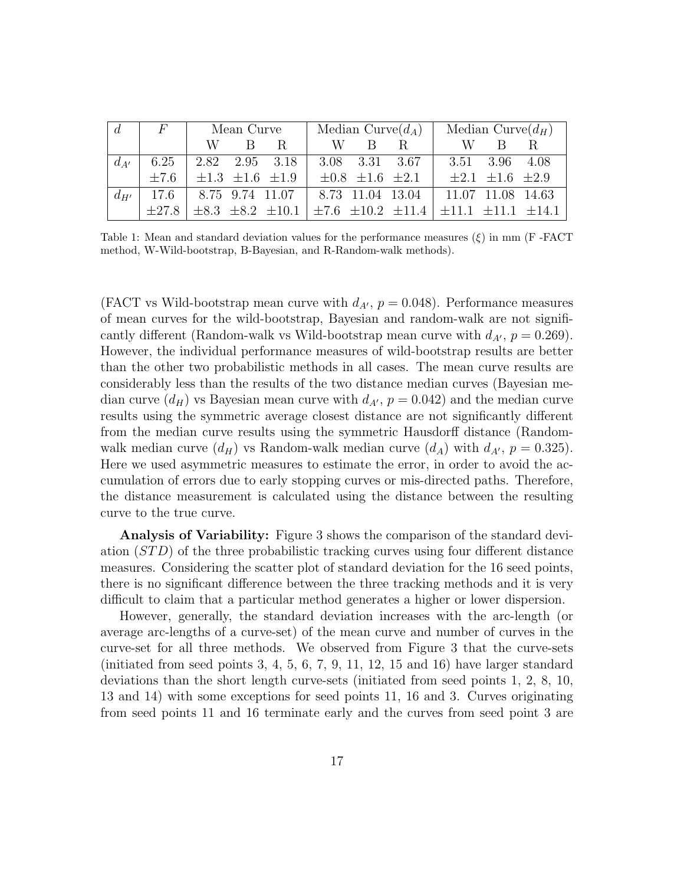| $d$ | $F$ | Mean Curve | | | Median Curve($d_A$) | | | Median Curve($d_H$) | | |
|---|---|---|---|---|---|---|---|---|---|---|
| | | W | B | R | W | B | R | W | B | R |
| $d_{A'}$ | 6.25 | 2.82 | 2.95 | 3.18 | 3.08 | 3.31 | 3.67 | 3.51 | 3.96 | 4.08 |
| | $\pm7.6$ | $\pm1.3$ | $\pm1.6$ | $\pm1.9$ | $\pm0.8$ | $\pm1.6$ | $\pm2.1$ | $\pm2.1$ | $\pm1.6$ | $\pm2.9$ |
| $d_{H'}$ | 17.6 | 8.75 | 9.74 | 11.07 | 8.73 | 11.04 | 13.04 | 11.07 | 11.08 | 14.63 |
| | $\pm27.8$ | $\pm8.3$ | $\pm8.2$ | $\pm10.1$ | $\pm7.6$ | $\pm10.2$ | $\pm11.4$ | $\pm11.1$ | $\pm11.1$ | $\pm14.1$ |

Table 1: Mean and standard deviation values for the performance measures ($\xi$) in mm (F -FACT method, W-Wild-bootstrap, B-Bayesian, and R-Random-walk methods).

(FACT vs Wild-bootstrap mean curve with $d_{A'}$, $p = 0.048$). Performance measures of mean curves for the wild-bootstrap, Bayesian and random-walk are not significantly different (Random-walk vs Wild-bootstrap mean curve with $d_{A'}$, $p = 0.269$). However, the individual performance measures of wild-bootstrap results are better than the other two probabilistic methods in all cases. The mean curve results are considerably less than the results of the two distance median curves (Bayesian median curve ($d_H$) vs Bayesian mean curve with $d_{A'}$, $p = 0.042$) and the median curve results using the symmetric average closest distance are not significantly different from the median curve results using the symmetric Hausdorff distance (Random-walk median curve ($d_H$) vs Random-walk median curve ($d_A$) with $d_{A'}$, $p = 0.325$). Here we used asymmetric measures to estimate the error, in order to avoid the accumulation of errors due to early stopping curves or mis-directed paths. Therefore, the distance measurement is calculated using the distance between the resulting curve to the true curve.

**Analysis of Variability:** Figure 3 shows the comparison of the standard deviation ($STD$) of the three probabilistic tracking curves using four different distance measures. Considering the scatter plot of standard deviation for the 16 seed points, there is no significant difference between the three tracking methods and it is very difficult to claim that a particular method generates a higher or lower dispersion.

However, generally, the standard deviation increases with the arc-length (or average arc-lengths of a curve-set) of the mean curve and number of curves in the curve-set for all three methods. We observed from Figure 3 that the curve-sets (initiated from seed points 3, 4, 5, 6, 7, 9, 11, 12, 15 and 16) have larger standard deviations than the short length curve-sets (initiated from seed points 1, 2, 8, 10, 13 and 14) with some exceptions for seed points 11, 16 and 3. Curves originating from seed points 11 and 16 terminate early and the curves from seed point 3 are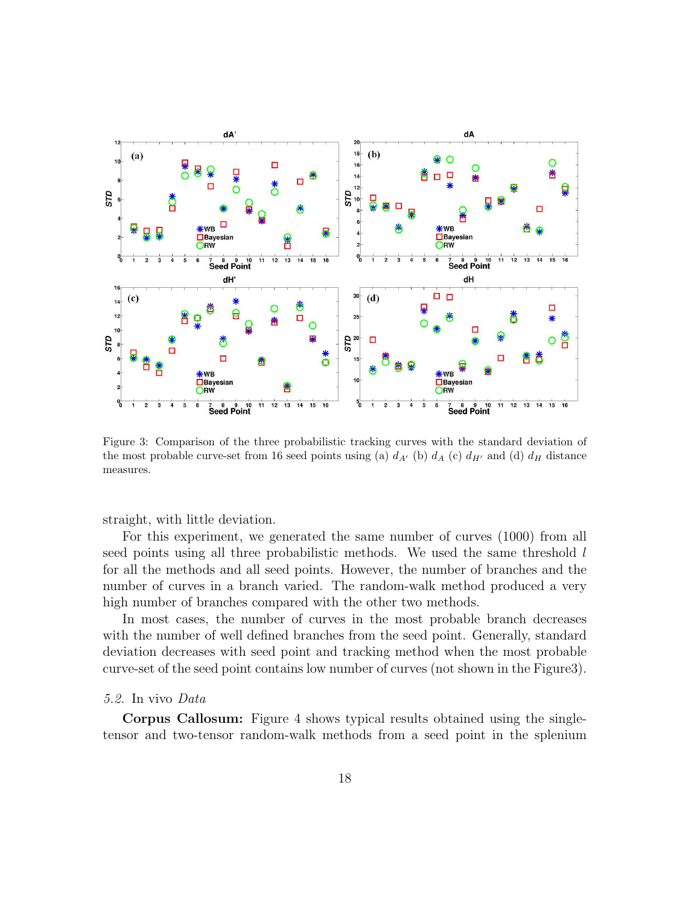Figure 3: Comparison of the three probabilistic tracking curves with the standard deviation of the most probable curve-set from 16 seed points using (a) $d_{A'}$ (b) $d_A$ (c) $d_{H'}$ and (d) $d_H$ distance measures.

straight, with little deviation.

For this experiment, we generated the same number of curves (1000) from all seed points using all three probabilistic methods. We used the same threshold $l$ for all the methods and all seed points. However, the number of branches and the number of curves in a branch varied. The random-walk method produced a very high number of branches compared with the other two methods.

In most cases, the number of curves in the most probable branch decreases with the number of well defined branches from the seed point. Generally, standard deviation decreases with seed point and tracking method when the most probable curve-set of the seed point contains low number of curves (not shown in the Figure3).

*5.2.* In vivo *Data*

**Corpus Callosum:** Figure 4 shows typical results obtained using the single-tensor and two-tensor random-walk methods from a seed point in the splenium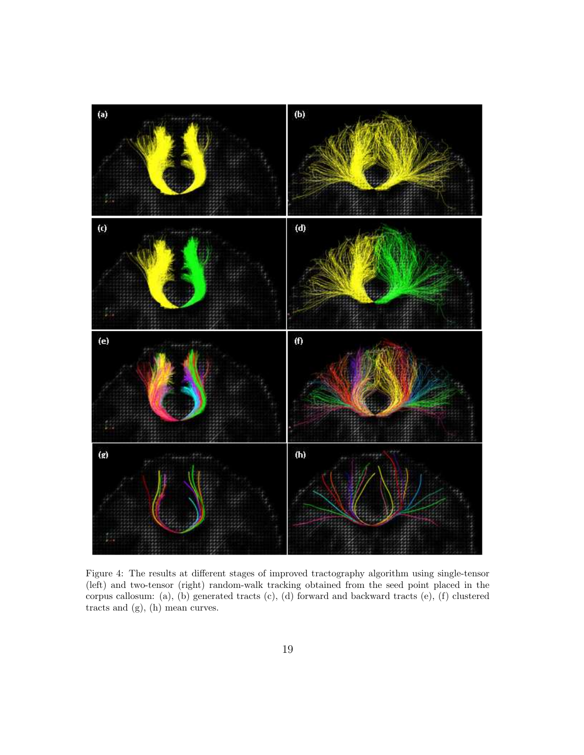Figure 4: The results at different stages of improved tractography algorithm using single-tensor (left) and two-tensor (right) random-walk tracking obtained from the seed point placed in the corpus callosum: (a), (b) generated tracts (c), (d) forward and backward tracts (e), (f) clustered tracts and (g), (h) mean curves.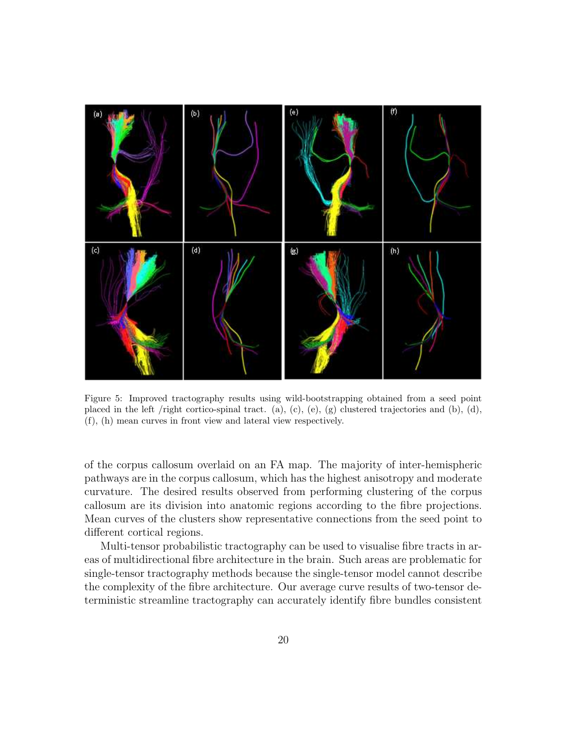Figure 5: Improved tractography results using wild-bootstrapping obtained from a seed point placed in the left /right cortico-spinal tract. (a), (c), (e), (g) clustered trajectories and (b), (d), (f), (h) mean curves in front view and lateral view respectively.

of the corpus callosum overlaid on an FA map. The majority of inter-hemispheric pathways are in the corpus callosum, which has the highest anisotropy and moderate curvature. The desired results observed from performing clustering of the corpus callosum are its division into anatomic regions according to the fibre projections. Mean curves of the clusters show representative connections from the seed point to different cortical regions.

Multi-tensor probabilistic tractography can be used to visualise fibre tracts in areas of multidirectional fibre architecture in the brain. Such areas are problematic for single-tensor tractography methods because the single-tensor model cannot describe the complexity of the fibre architecture. Our average curve results of two-tensor deterministic streamline tractography can accurately identify fibre bundles consistent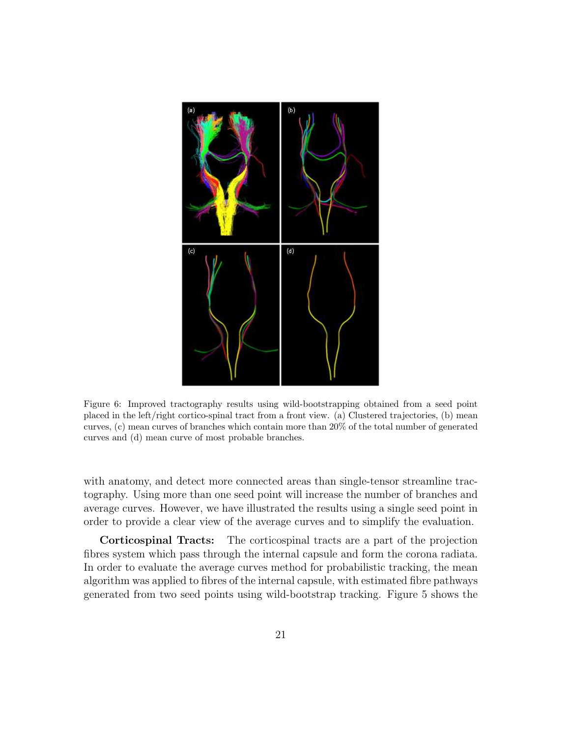Figure 6: Improved tractography results using wild-bootstrapping obtained from a seed point placed in the left/right cortico-spinal tract from a front view. (a) Clustered trajectories, (b) mean curves, (c) mean curves of branches which contain more than 20% of the total number of generated curves and (d) mean curve of most probable branches.

with anatomy, and detect more connected areas than single-tensor streamline tractography. Using more than one seed point will increase the number of branches and average curves. However, we have illustrated the results using a single seed point in order to provide a clear view of the average curves and to simplify the evaluation.

**Corticospinal Tracts:** The corticospinal tracts are a part of the projection fibres system which pass through the internal capsule and form the corona radiata. In order to evaluate the average curves method for probabilistic tracking, the mean algorithm was applied to fibres of the internal capsule, with estimated fibre pathways generated from two seed points using wild-bootstrap tracking. Figure 5 shows the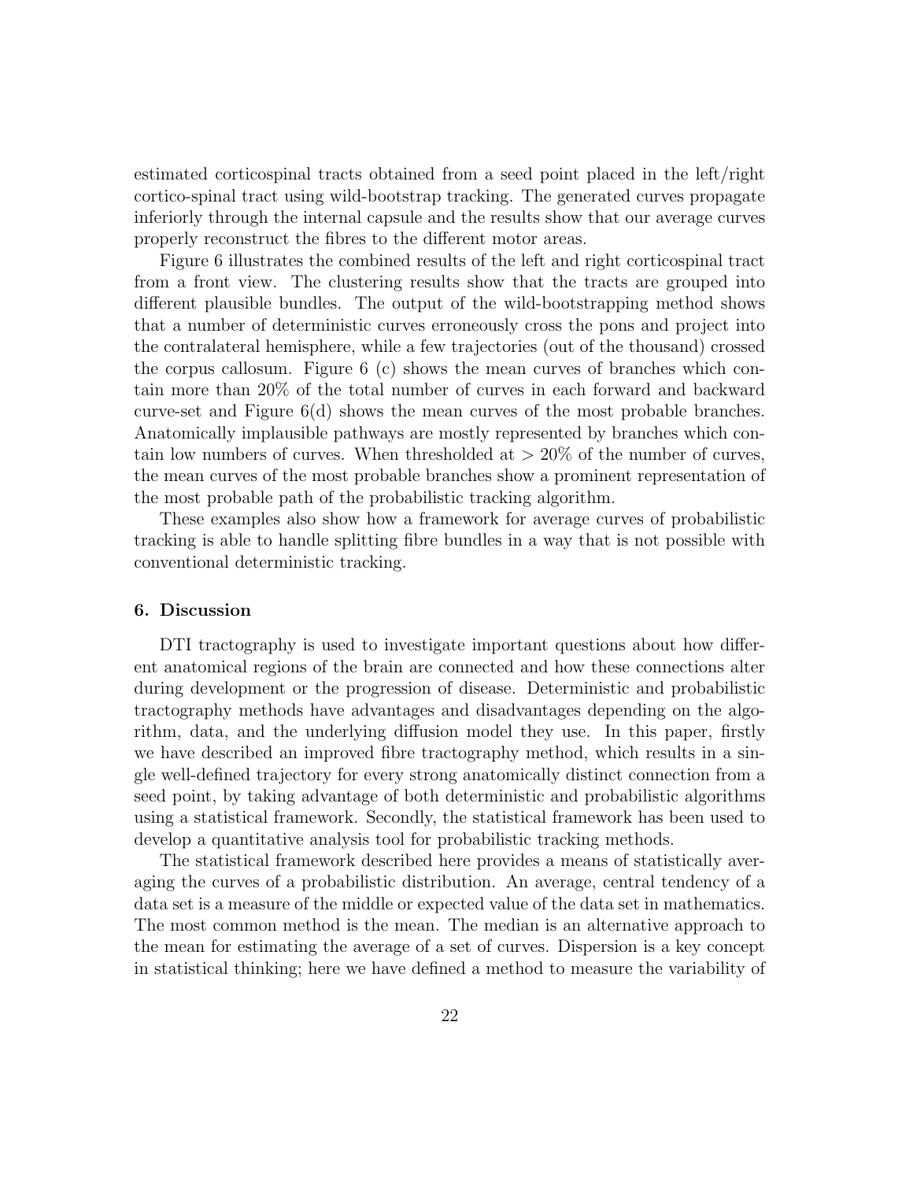estimated corticospinal tracts obtained from a seed point placed in the left/right cortico-spinal tract using wild-bootstrap tracking. The generated curves propagate inferiorly through the internal capsule and the results show that our average curves properly reconstruct the fibres to the different motor areas.

Figure 6 illustrates the combined results of the left and right corticospinal tract from a front view. The clustering results show that the tracts are grouped into different plausible bundles. The output of the wild-bootstrapping method shows that a number of deterministic curves erroneously cross the pons and project into the contralateral hemisphere, while a few trajectories (out of the thousand) crossed the corpus callosum. Figure 6 (c) shows the mean curves of branches which contain more than 20% of the total number of curves in each forward and backward curve-set and Figure 6(d) shows the mean curves of the most probable branches. Anatomically implausible pathways are mostly represented by branches which contain low numbers of curves. When thresholded at $> 20\%$ of the number of curves, the mean curves of the most probable branches show a prominent representation of the most probable path of the probabilistic tracking algorithm.

These examples also show how a framework for average curves of probabilistic tracking is able to handle splitting fibre bundles in a way that is not possible with conventional deterministic tracking.

## 6. Discussion

DTI tractography is used to investigate important questions about how different anatomical regions of the brain are connected and how these connections alter during development or the progression of disease. Deterministic and probabilistic tractography methods have advantages and disadvantages depending on the algorithm, data, and the underlying diffusion model they use. In this paper, firstly we have described an improved fibre tractography method, which results in a single well-defined trajectory for every strong anatomically distinct connection from a seed point, by taking advantage of both deterministic and probabilistic algorithms using a statistical framework. Secondly, the statistical framework has been used to develop a quantitative analysis tool for probabilistic tracking methods.

The statistical framework described here provides a means of statistically averaging the curves of a probabilistic distribution. An average, central tendency of a data set is a measure of the middle or expected value of the data set in mathematics. The most common method is the mean. The median is an alternative approach to the mean for estimating the average of a set of curves. Dispersion is a key concept in statistical thinking; here we have defined a method to measure the variability of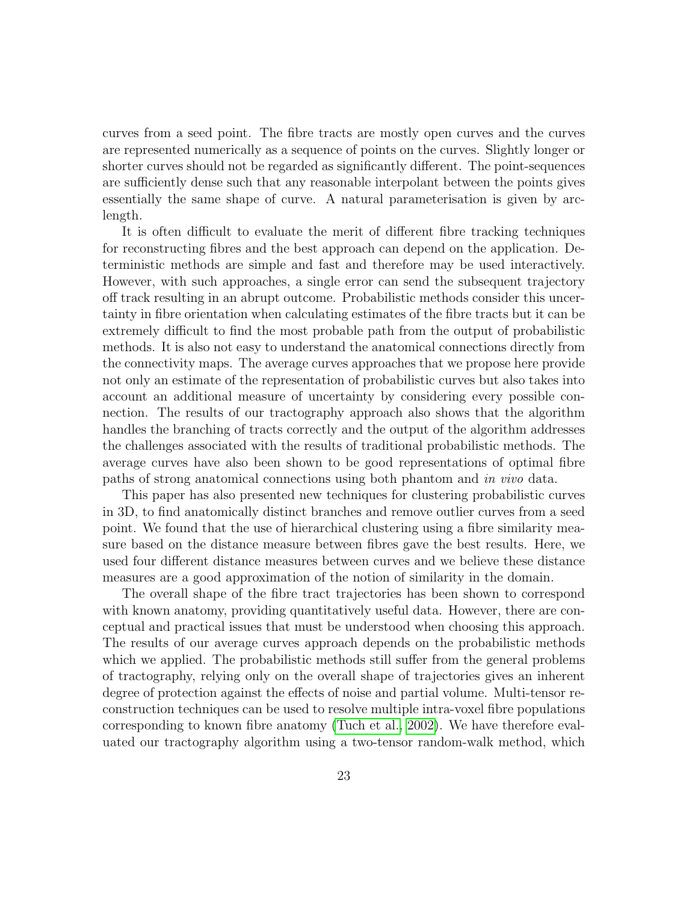curves from a seed point. The fibre tracts are mostly open curves and the curves are represented numerically as a sequence of points on the curves. Slightly longer or shorter curves should not be regarded as significantly different. The point-sequences are sufficiently dense such that any reasonable interpolant between the points gives essentially the same shape of curve. A natural parameterisation is given by arc-length.

It is often difficult to evaluate the merit of different fibre tracking techniques for reconstructing fibres and the best approach can depend on the application. Deterministic methods are simple and fast and therefore may be used interactively. However, with such approaches, a single error can send the subsequent trajectory off track resulting in an abrupt outcome. Probabilistic methods consider this uncertainty in fibre orientation when calculating estimates of the fibre tracts but it can be extremely difficult to find the most probable path from the output of probabilistic methods. It is also not easy to understand the anatomical connections directly from the connectivity maps. The average curves approaches that we propose here provide not only an estimate of the representation of probabilistic curves but also takes into account an additional measure of uncertainty by considering every possible connection. The results of our tractography approach also shows that the algorithm handles the branching of tracts correctly and the output of the algorithm addresses the challenges associated with the results of traditional probabilistic methods. The average curves have also been shown to be good representations of optimal fibre paths of strong anatomical connections using both phantom and *in vivo* data.

This paper has also presented new techniques for clustering probabilistic curves in 3D, to find anatomically distinct branches and remove outlier curves from a seed point. We found that the use of hierarchical clustering using a fibre similarity measure based on the distance measure between fibres gave the best results. Here, we used four different distance measures between curves and we believe these distance measures are a good approximation of the notion of similarity in the domain.

The overall shape of the fibre tract trajectories has been shown to correspond with known anatomy, providing quantitatively useful data. However, there are conceptual and practical issues that must be understood when choosing this approach. The results of our average curves approach depends on the probabilistic methods which we applied. The probabilistic methods still suffer from the general problems of tractography, relying only on the overall shape of trajectories gives an inherent degree of protection against the effects of noise and partial volume. Multi-tensor reconstruction techniques can be used to resolve multiple intra-voxel fibre populations corresponding to known fibre anatomy (Tuch et al., 2002). We have therefore evaluated our tractography algorithm using a two-tensor random-walk method, which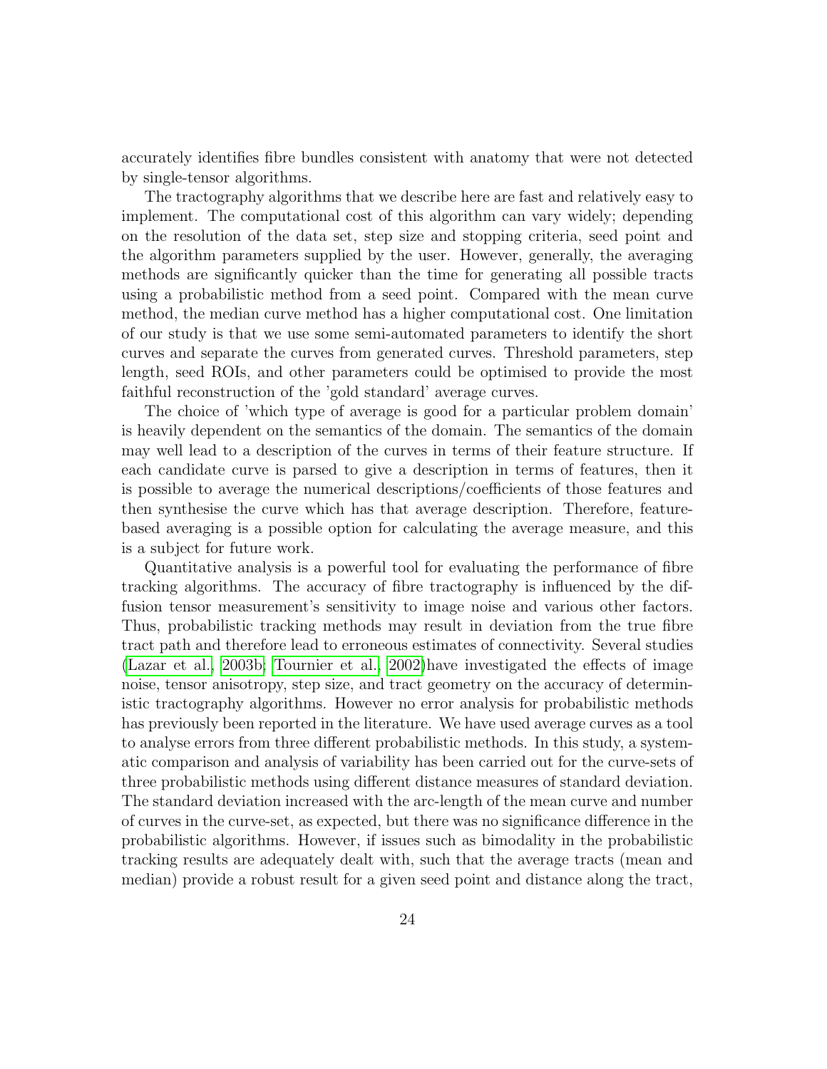accurately identifies fibre bundles consistent with anatomy that were not detected by single-tensor algorithms.

The tractography algorithms that we describe here are fast and relatively easy to implement. The computational cost of this algorithm can vary widely; depending on the resolution of the data set, step size and stopping criteria, seed point and the algorithm parameters supplied by the user. However, generally, the averaging methods are significantly quicker than the time for generating all possible tracts using a probabilistic method from a seed point. Compared with the mean curve method, the median curve method has a higher computational cost. One limitation of our study is that we use some semi-automated parameters to identify the short curves and separate the curves from generated curves. Threshold parameters, step length, seed ROIs, and other parameters could be optimised to provide the most faithful reconstruction of the 'gold standard' average curves.

The choice of 'which type of average is good for a particular problem domain' is heavily dependent on the semantics of the domain. The semantics of the domain may well lead to a description of the curves in terms of their feature structure. If each candidate curve is parsed to give a description in terms of features, then it is possible to average the numerical descriptions/coefficients of those features and then synthesise the curve which has that average description. Therefore, feature-based averaging is a possible option for calculating the average measure, and this is a subject for future work.

Quantitative analysis is a powerful tool for evaluating the performance of fibre tracking algorithms. The accuracy of fibre tractography is influenced by the diffusion tensor measurement's sensitivity to image noise and various other factors. Thus, probabilistic tracking methods may result in deviation from the true fibre tract path and therefore lead to erroneous estimates of connectivity. Several studies (Lazar et al., 2003b; Tournier et al., 2002)have investigated the effects of image noise, tensor anisotropy, step size, and tract geometry on the accuracy of deterministic tractography algorithms. However no error analysis for probabilistic methods has previously been reported in the literature. We have used average curves as a tool to analyse errors from three different probabilistic methods. In this study, a systematic comparison and analysis of variability has been carried out for the curve-sets of three probabilistic methods using different distance measures of standard deviation. The standard deviation increased with the arc-length of the mean curve and number of curves in the curve-set, as expected, but there was no significance difference in the probabilistic algorithms. However, if issues such as bimodality in the probabilistic tracking results are adequately dealt with, such that the average tracts (mean and median) provide a robust result for a given seed point and distance along the tract,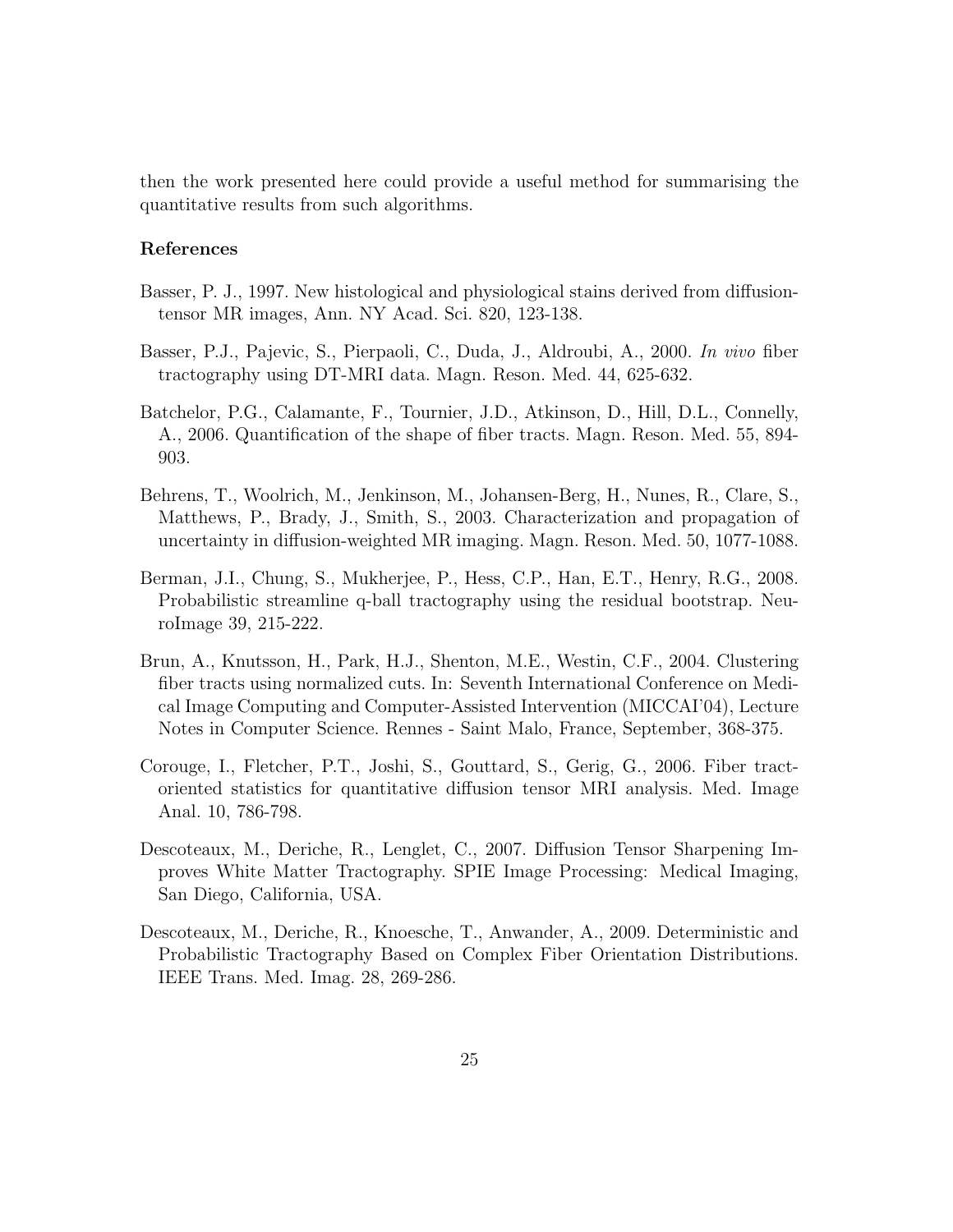then the work presented here could provide a useful method for summarising the quantitative results from such algorithms.

## References

Basser, P. J., 1997. New histological and physiological stains derived from diffusion-tensor MR images, Ann. NY Acad. Sci. 820, 123-138.

Basser, P.J., Pajevic, S., Pierpaoli, C., Duda, J., Aldroubi, A., 2000. *In vivo* fiber tractography using DT-MRI data. Magn. Reson. Med. 44, 625-632.

Batchelor, P.G., Calamante, F., Tournier, J.D., Atkinson, D., Hill, D.L., Connelly, A., 2006. Quantification of the shape of fiber tracts. Magn. Reson. Med. 55, 894-903.

Behrens, T., Woolrich, M., Jenkinson, M., Johansen-Berg, H., Nunes, R., Clare, S., Matthews, P., Brady, J., Smith, S., 2003. Characterization and propagation of uncertainty in diffusion-weighted MR imaging. Magn. Reson. Med. 50, 1077-1088.

Berman, J.I., Chung, S., Mukherjee, P., Hess, C.P., Han, E.T., Henry, R.G., 2008. Probabilistic streamline q-ball tractography using the residual bootstrap. NeuroImage 39, 215-222.

Brun, A., Knutsson, H., Park, H.J., Shenton, M.E., Westin, C.F., 2004. Clustering fiber tracts using normalized cuts. In: Seventh International Conference on Medical Image Computing and Computer-Assisted Intervention (MICCAI'04), Lecture Notes in Computer Science. Rennes - Saint Malo, France, September, 368-375.

Corouge, I., Fletcher, P.T., Joshi, S., Gouttard, S., Gerig, G., 2006. Fiber tract-oriented statistics for quantitative diffusion tensor MRI analysis. Med. Image Anal. 10, 786-798.

Descoteaux, M., Deriche, R., Lenglet, C., 2007. Diffusion Tensor Sharpening Improves White Matter Tractography. SPIE Image Processing: Medical Imaging, San Diego, California, USA.

Descoteaux, M., Deriche, R., Knoesche, T., Anwander, A., 2009. Deterministic and Probabilistic Tractography Based on Complex Fiber Orientation Distributions. IEEE Trans. Med. Imag. 28, 269-286.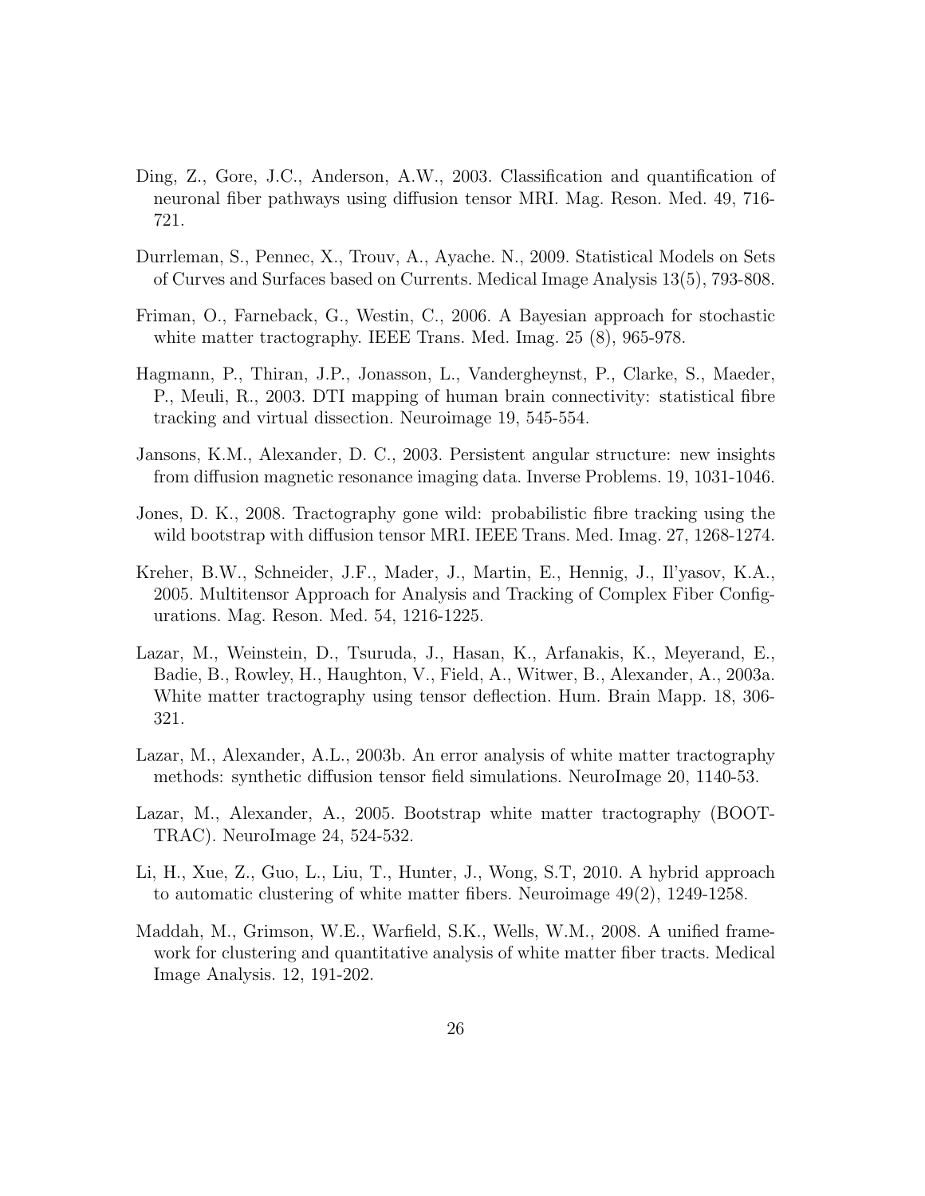Ding, Z., Gore, J.C., Anderson, A.W., 2003. Classification and quantification of neuronal fiber pathways using diffusion tensor MRI. Mag. Reson. Med. 49, 716-721.

Durrleman, S., Pennec, X., Trouv, A., Ayache. N., 2009. Statistical Models on Sets of Curves and Surfaces based on Currents. Medical Image Analysis 13(5), 793-808.

Friman, O., Farneback, G., Westin, C., 2006. A Bayesian approach for stochastic white matter tractography. IEEE Trans. Med. Imag. 25 (8), 965-978.

Hagmann, P., Thiran, J.P., Jonasson, L., Vandergheynst, P., Clarke, S., Maeder, P., Meuli, R., 2003. DTI mapping of human brain connectivity: statistical fibre tracking and virtual dissection. Neuroimage 19, 545-554.

Jansons, K.M., Alexander, D. C., 2003. Persistent angular structure: new insights from diffusion magnetic resonance imaging data. Inverse Problems. 19, 1031-1046.

Jones, D. K., 2008. Tractography gone wild: probabilistic fibre tracking using the wild bootstrap with diffusion tensor MRI. IEEE Trans. Med. Imag. 27, 1268-1274.

Kreher, B.W., Schneider, J.F., Mader, J., Martin, E., Hennig, J., Il'yasov, K.A., 2005. Multitensor Approach for Analysis and Tracking of Complex Fiber Configurations. Mag. Reson. Med. 54, 1216-1225.

Lazar, M., Weinstein, D., Tsuruda, J., Hasan, K., Arfanakis, K., Meyerand, E., Badie, B., Rowley, H., Haughton, V., Field, A., Witwer, B., Alexander, A., 2003a. White matter tractography using tensor deflection. Hum. Brain Mapp. 18, 306-321.

Lazar, M., Alexander, A.L., 2003b. An error analysis of white matter tractography methods: synthetic diffusion tensor field simulations. NeuroImage 20, 1140-53.

Lazar, M., Alexander, A., 2005. Bootstrap white matter tractography (BOOT-TRAC). NeuroImage 24, 524-532.

Li, H., Xue, Z., Guo, L., Liu, T., Hunter, J., Wong, S.T, 2010. A hybrid approach to automatic clustering of white matter fibers. Neuroimage 49(2), 1249-1258.

Maddah, M., Grimson, W.E., Warfield, S.K., Wells, W.M., 2008. A unified framework for clustering and quantitative analysis of white matter fiber tracts. Medical Image Analysis. 12, 191-202.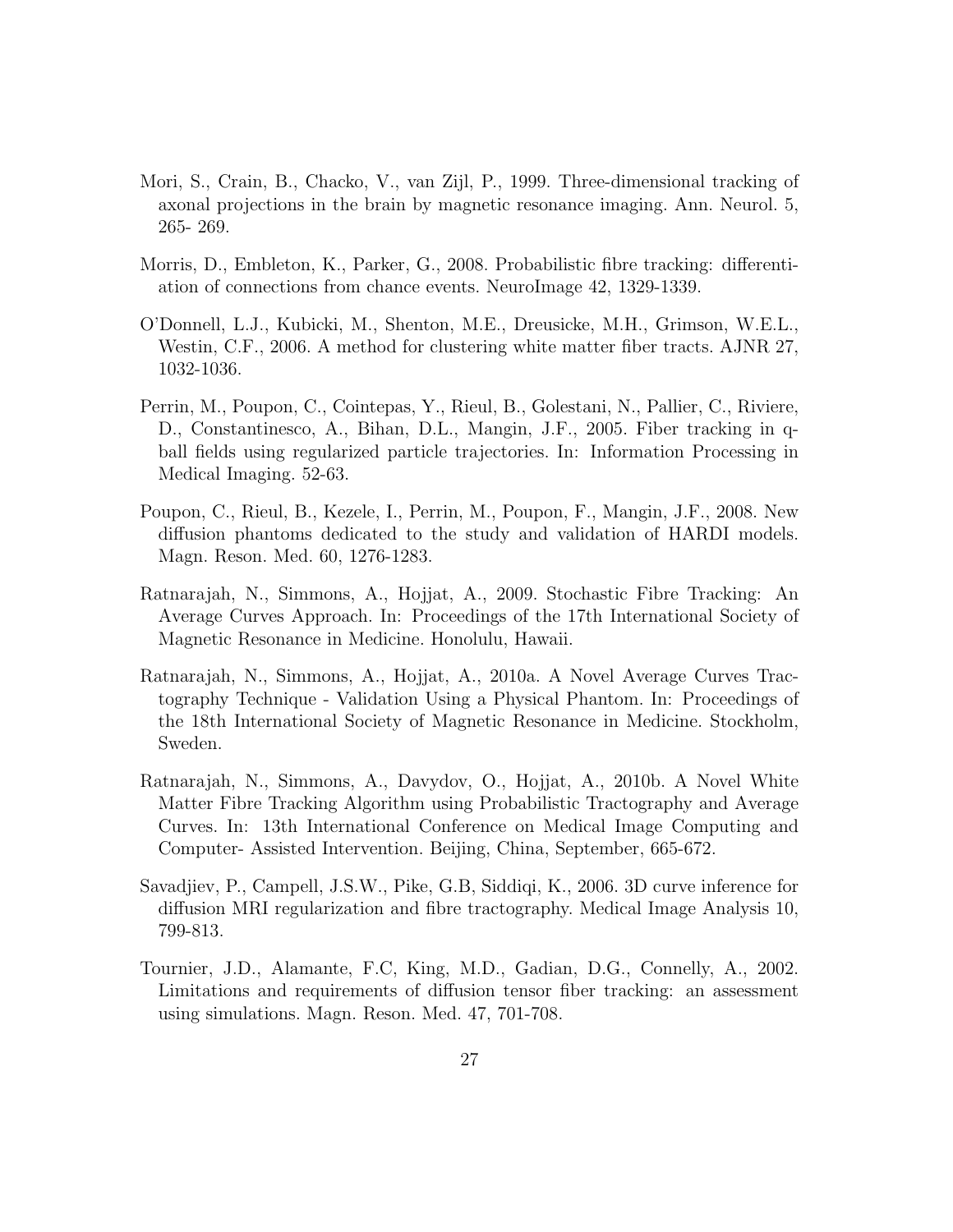Mori, S., Crain, B., Chacko, V., van Zijl, P., 1999. Three-dimensional tracking of axonal projections in the brain by magnetic resonance imaging. Ann. Neurol. 5, 265- 269.

Morris, D., Embleton, K., Parker, G., 2008. Probabilistic fibre tracking: differentiation of connections from chance events. NeuroImage 42, 1329-1339.

O'Donnell, L.J., Kubicki, M., Shenton, M.E., Dreusicke, M.H., Grimson, W.E.L., Westin, C.F., 2006. A method for clustering white matter fiber tracts. AJNR 27, 1032-1036.

Perrin, M., Poupon, C., Cointepas, Y., Rieul, B., Golestani, N., Pallier, C., Riviere, D., Constantinesco, A., Bihan, D.L., Mangin, J.F., 2005. Fiber tracking in q-ball fields using regularized particle trajectories. In: Information Processing in Medical Imaging. 52-63.

Poupon, C., Rieul, B., Kezele, I., Perrin, M., Poupon, F., Mangin, J.F., 2008. New diffusion phantoms dedicated to the study and validation of HARDI models. Magn. Reson. Med. 60, 1276-1283.

Ratnarajah, N., Simmons, A., Hojjat, A., 2009. Stochastic Fibre Tracking: An Average Curves Approach. In: Proceedings of the 17th International Society of Magnetic Resonance in Medicine. Honolulu, Hawaii.

Ratnarajah, N., Simmons, A., Hojjat, A., 2010a. A Novel Average Curves Tractography Technique - Validation Using a Physical Phantom. In: Proceedings of the 18th International Society of Magnetic Resonance in Medicine. Stockholm, Sweden.

Ratnarajah, N., Simmons, A., Davydov, O., Hojjat, A., 2010b. A Novel White Matter Fibre Tracking Algorithm using Probabilistic Tractography and Average Curves. In: 13th International Conference on Medical Image Computing and Computer- Assisted Intervention. Beijing, China, September, 665-672.

Savadjiev, P., Campell, J.S.W., Pike, G.B, Siddiqi, K., 2006. 3D curve inference for diffusion MRI regularization and fibre tractography. Medical Image Analysis 10, 799-813.

Tournier, J.D., Alamante, F.C, King, M.D., Gadian, D.G., Connelly, A., 2002. Limitations and requirements of diffusion tensor fiber tracking: an assessment using simulations. Magn. Reson. Med. 47, 701-708.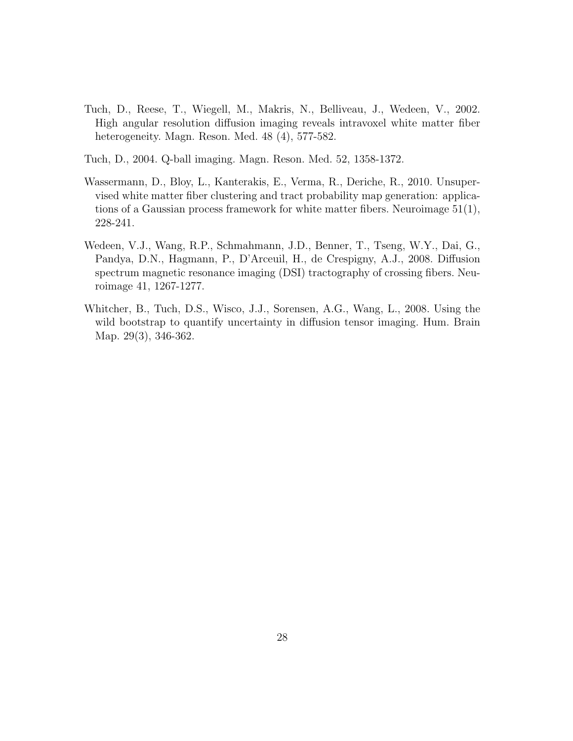Tuch, D., Reese, T., Wiegell, M., Makris, N., Belliveau, J., Wedeen, V., 2002. High angular resolution diffusion imaging reveals intravoxel white matter fiber heterogeneity. Magn. Reson. Med. 48 (4), 577-582.

Tuch, D., 2004. Q-ball imaging. Magn. Reson. Med. 52, 1358-1372.

Wassermann, D., Bloy, L., Kanterakis, E., Verma, R., Deriche, R., 2010. Unsupervised white matter fiber clustering and tract probability map generation: applications of a Gaussian process framework for white matter fibers. Neuroimage 51(1), 228-241.

Wedeen, V.J., Wang, R.P., Schmahmann, J.D., Benner, T., Tseng, W.Y., Dai, G., Pandya, D.N., Hagmann, P., D'Arceuil, H., de Crespigny, A.J., 2008. Diffusion spectrum magnetic resonance imaging (DSI) tractography of crossing fibers. Neuroimage 41, 1267-1277.

Whitcher, B., Tuch, D.S., Wisco, J.J., Sorensen, A.G., Wang, L., 2008. Using the wild bootstrap to quantify uncertainty in diffusion tensor imaging. Hum. Brain Map. 29(3), 346-362.